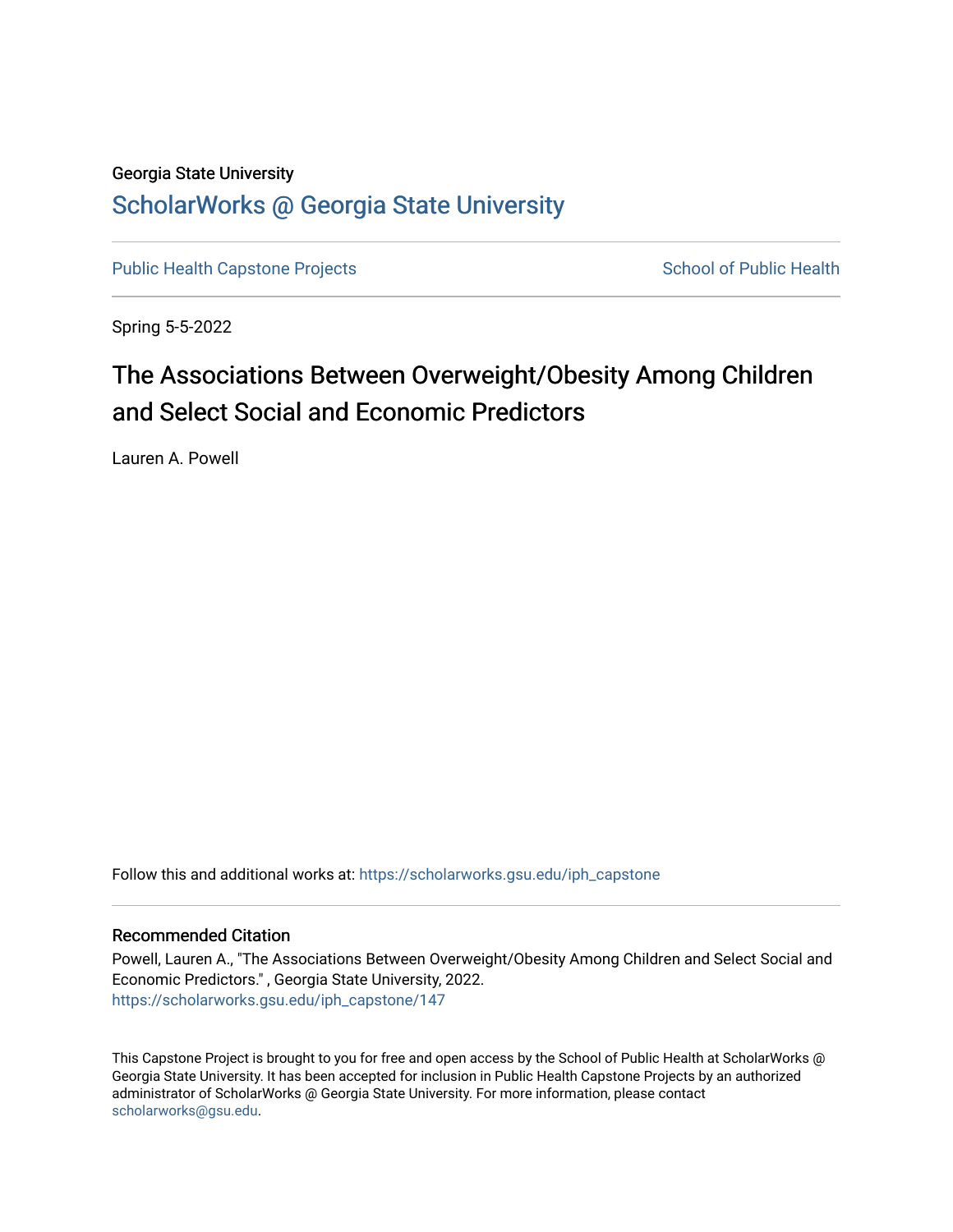Georgia State University

# ScholarWorks @ Georgia State University

Public Health Capstone Projects

School of Public Health

Spring 5-5-2022

# The Associations Between Overweight/Obesity Among Children and Select Social and Economic Predictors

Lauren A. Powell

Follow this and additional works at: https://scholarworks.gsu.edu/iph_capstone

## Recommended Citation

Powell, Lauren A., "The Associations Between Overweight/Obesity Among Children and Select Social and Economic Predictors." , Georgia State University, 2022.
https://scholarworks.gsu.edu/iph_capstone/147

This Capstone Project is brought to you for free and open access by the School of Public Health at ScholarWorks @ Georgia State University. It has been accepted for inclusion in Public Health Capstone Projects by an authorized administrator of ScholarWorks @ Georgia State University. For more information, please contact scholarworks@gsu.edu.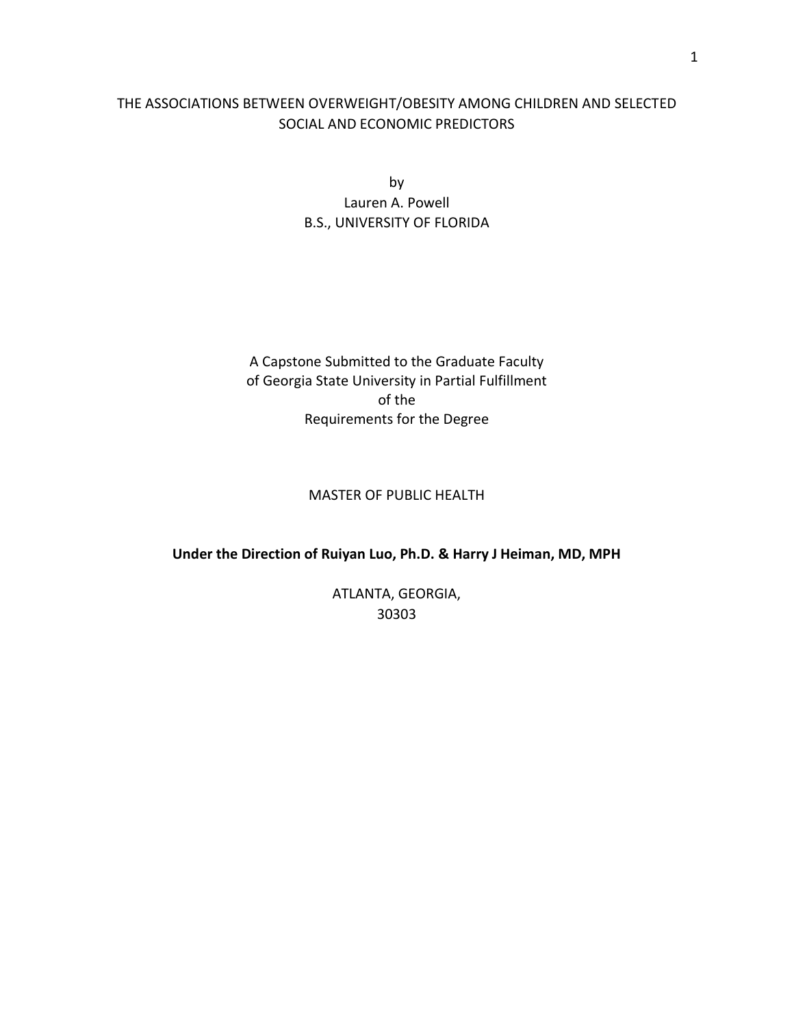# THE ASSOCIATIONS BETWEEN OVERWEIGHT/OBESITY AMONG CHILDREN AND SELECTED SOCIAL AND ECONOMIC PREDICTORS

by

Lauren A. Powell

B.S., UNIVERSITY OF FLORIDA

A Capstone Submitted to the Graduate Faculty of Georgia State University in Partial Fulfillment of the Requirements for the Degree

MASTER OF PUBLIC HEALTH

**Under the Direction of Ruiyan Luo, Ph.D. & Harry J Heiman, MD, MPH**

ATLANTA, GEORGIA,
30303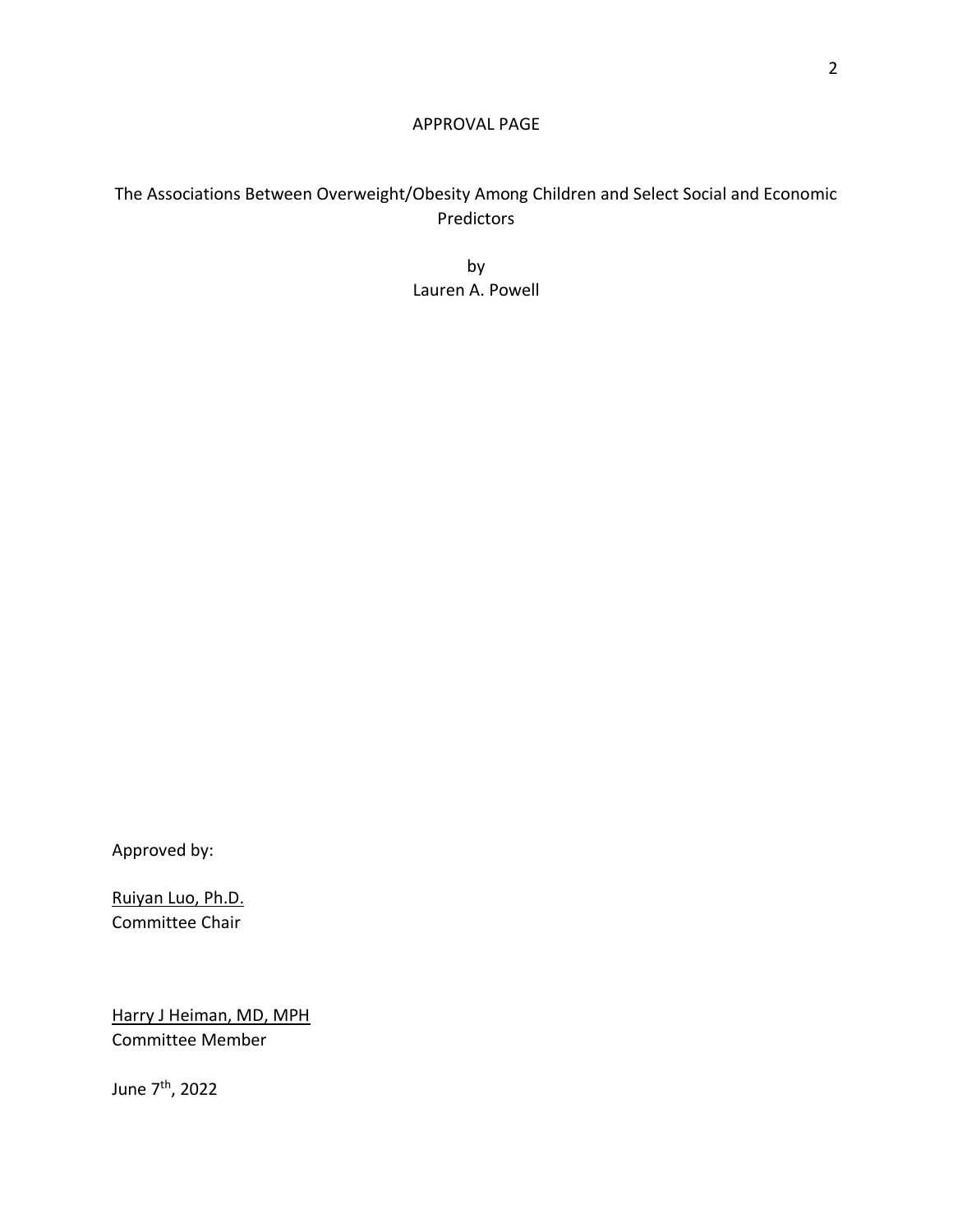# APPROVAL PAGE

The Associations Between Overweight/Obesity Among Children and Select Social and Economic Predictors

by
Lauren A. Powell

Approved by:

Ruiyan Luo, Ph.D.
Committee Chair

Harry J Heiman, MD, MPH
Committee Member

June 7th, 2022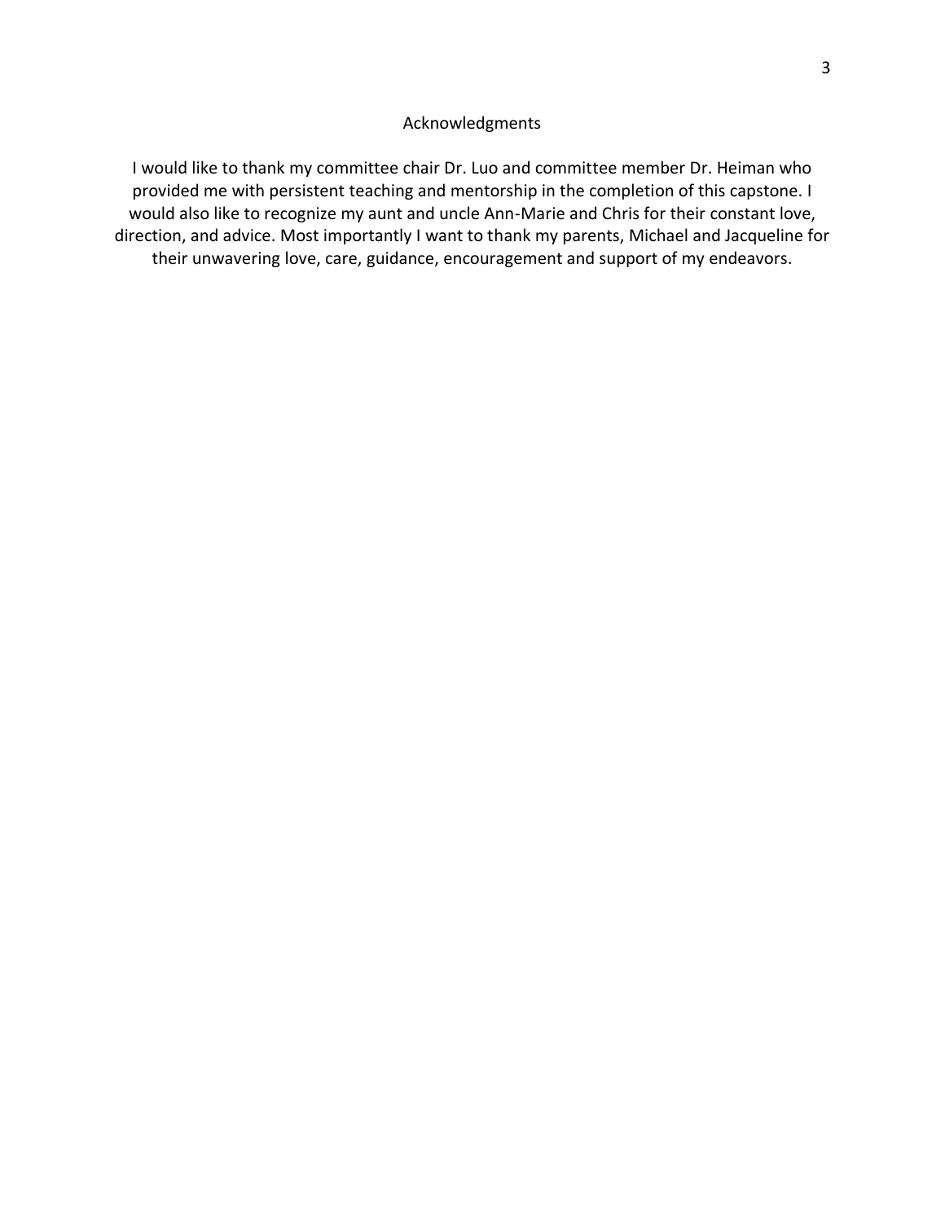# Acknowledgments

I would like to thank my committee chair Dr. Luo and committee member Dr. Heiman who provided me with persistent teaching and mentorship in the completion of this capstone. I would also like to recognize my aunt and uncle Ann-Marie and Chris for their constant love, direction, and advice. Most importantly I want to thank my parents, Michael and Jacqueline for their unwavering love, care, guidance, encouragement and support of my endeavors.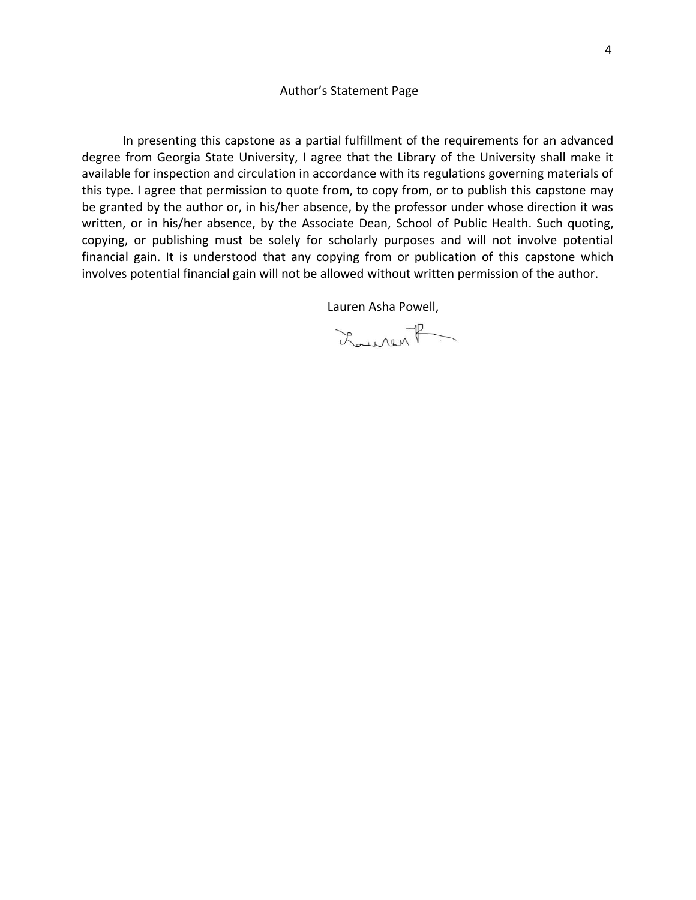# Author's Statement Page

In presenting this capstone as a partial fulfillment of the requirements for an advanced degree from Georgia State University, I agree that the Library of the University shall make it available for inspection and circulation in accordance with its regulations governing materials of this type. I agree that permission to quote from, to copy from, or to publish this capstone may be granted by the author or, in his/her absence, by the professor under whose direction it was written, or in his/her absence, by the Associate Dean, School of Public Health. Such quoting, copying, or publishing must be solely for scholarly purposes and will not involve potential financial gain. It is understood that any copying from or publication of this capstone which involves potential financial gain will not be allowed without written permission of the author.

Lauren Asha Powell,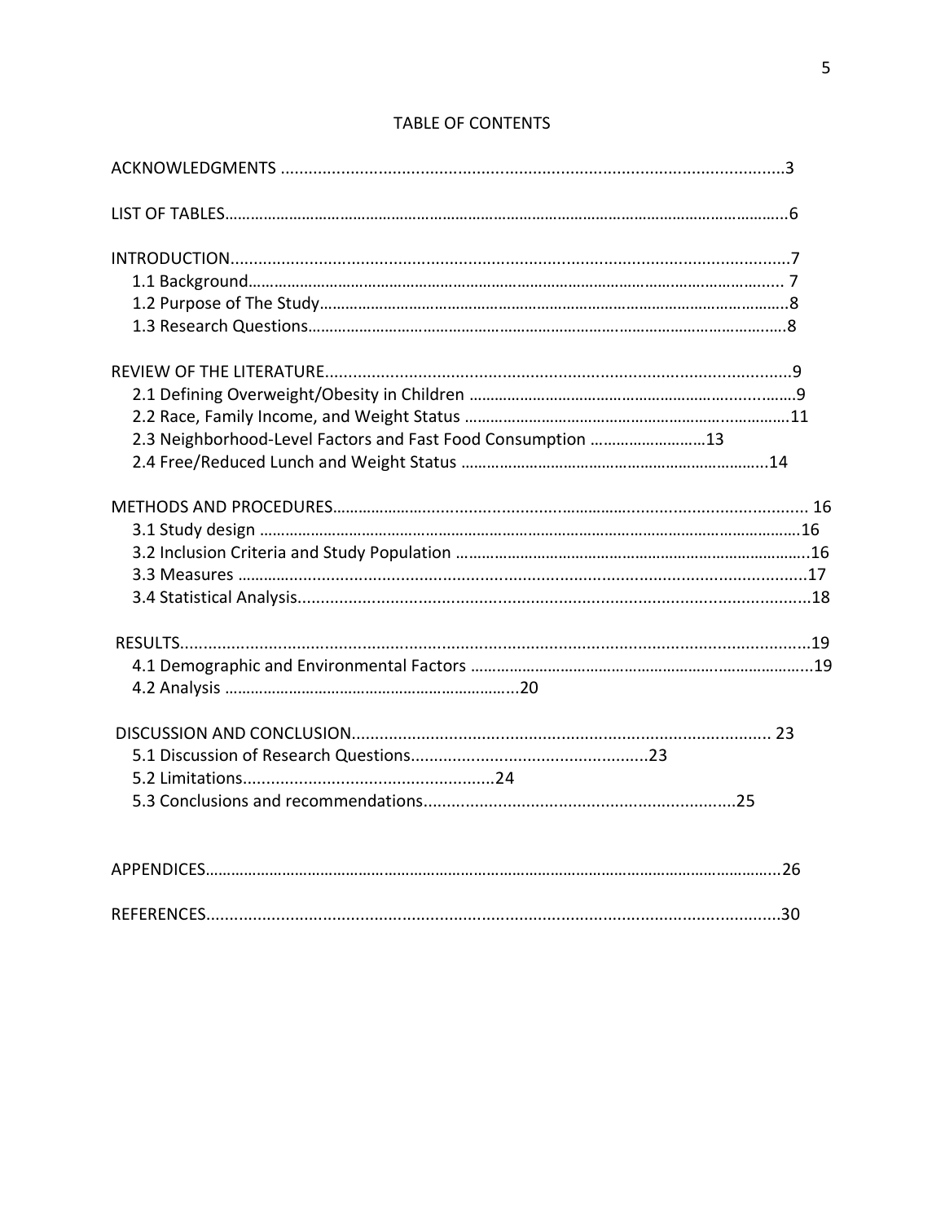# TABLE OF CONTENTS

ACKNOWLEDGMENTS ............................................................................................................3

LIST OF TABLES.........................................................................................................................6

INTRODUCTION.........................................................................................................................7
- 1.1 Background........................................................................................................................ 7
- 1.2 Purpose of The Study..........................................................................................................8
- 1.3 Research Questions.............................................................................................................8

REVIEW OF THE LITERATURE.......................................................................................................9
- 2.1 Defining Overweight/Obesity in Children ..............................................................................9
- 2.2 Race, Family Income, and Weight Status ..............................................................................11
- 2.3 Neighborhood-Level Factors and Fast Food Consumption ..........................13
- 2.4 Free/Reduced Lunch and Weight Status ..............................................................14

METHODS AND PROCEDURES.................................................................................................... 16
- 3.1 Study design .......................................................................................................................16
- 3.2 Inclusion Criteria and Study Population ..............................................................................16
- 3.3 Measures ..........................................................................................................................17
- 3.4 Statistical Analysis..............................................................................................................18

RESULTS......................................................................................................................................19
- 4.1 Demographic and Environmental Factors ..............................................................................19
- 4.2 Analysis ..............................................................20

DISCUSSION AND CONCLUSION......................................................................................... 23
- 5.1 Discussion of Research Questions..................................................23
- 5.2 Limitations......................................................24
- 5.3 Conclusions and recommendations..................................................................25

APPENDICES...............................................................................................................................26

REFERENCES...............................................................................................................................30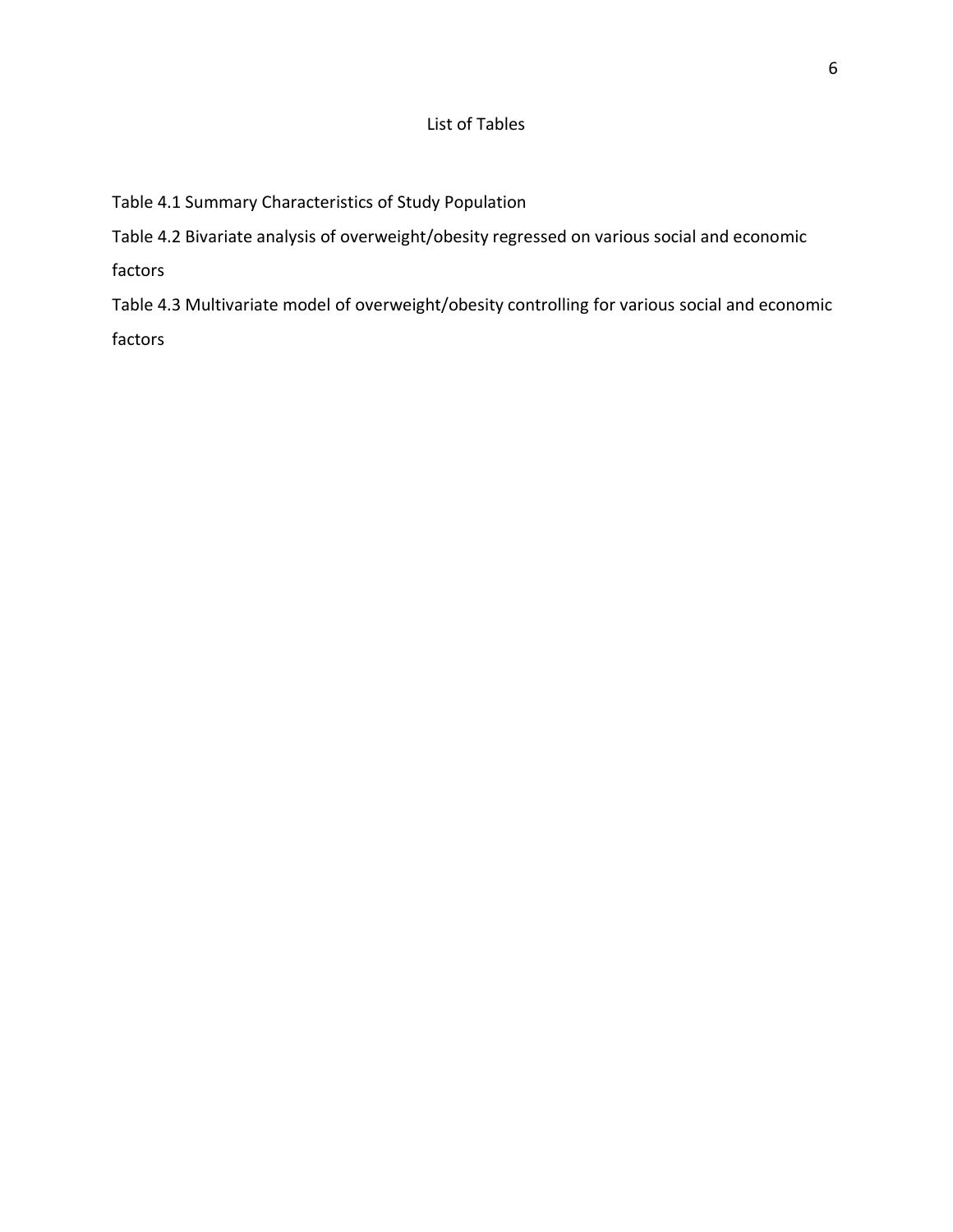## List of Tables

Table 4.1 Summary Characteristics of Study Population

Table 4.2 Bivariate analysis of overweight/obesity regressed on various social and economic factors

Table 4.3 Multivariate model of overweight/obesity controlling for various social and economic factors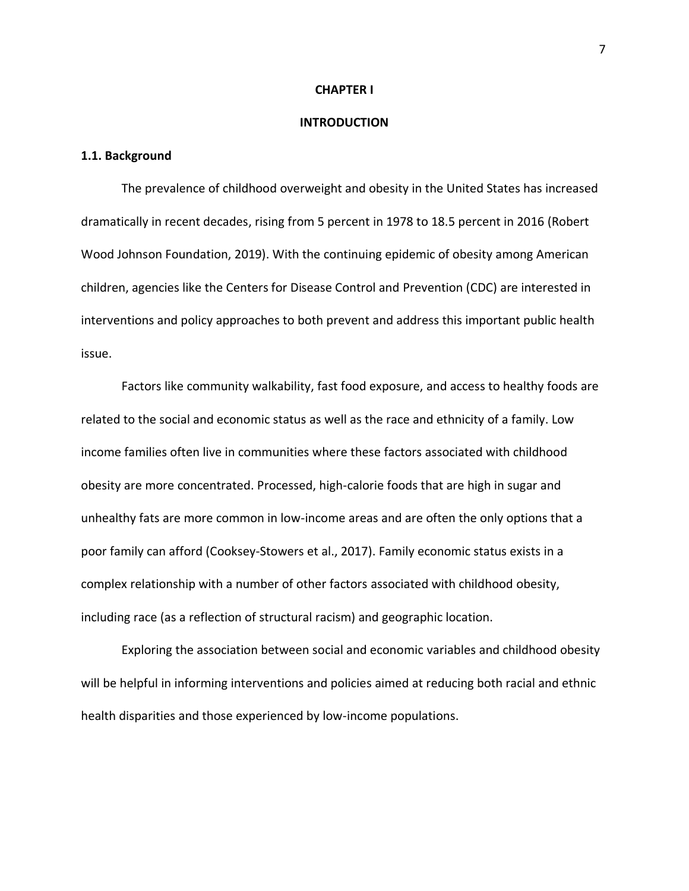# CHAPTER I

# INTRODUCTION

## 1.1. Background

The prevalence of childhood overweight and obesity in the United States has increased dramatically in recent decades, rising from 5 percent in 1978 to 18.5 percent in 2016 (Robert Wood Johnson Foundation, 2019). With the continuing epidemic of obesity among American children, agencies like the Centers for Disease Control and Prevention (CDC) are interested in interventions and policy approaches to both prevent and address this important public health issue.

Factors like community walkability, fast food exposure, and access to healthy foods are related to the social and economic status as well as the race and ethnicity of a family. Low income families often live in communities where these factors associated with childhood obesity are more concentrated. Processed, high-calorie foods that are high in sugar and unhealthy fats are more common in low-income areas and are often the only options that a poor family can afford (Cooksey-Stowers et al., 2017). Family economic status exists in a complex relationship with a number of other factors associated with childhood obesity, including race (as a reflection of structural racism) and geographic location.

Exploring the association between social and economic variables and childhood obesity will be helpful in informing interventions and policies aimed at reducing both racial and ethnic health disparities and those experienced by low-income populations.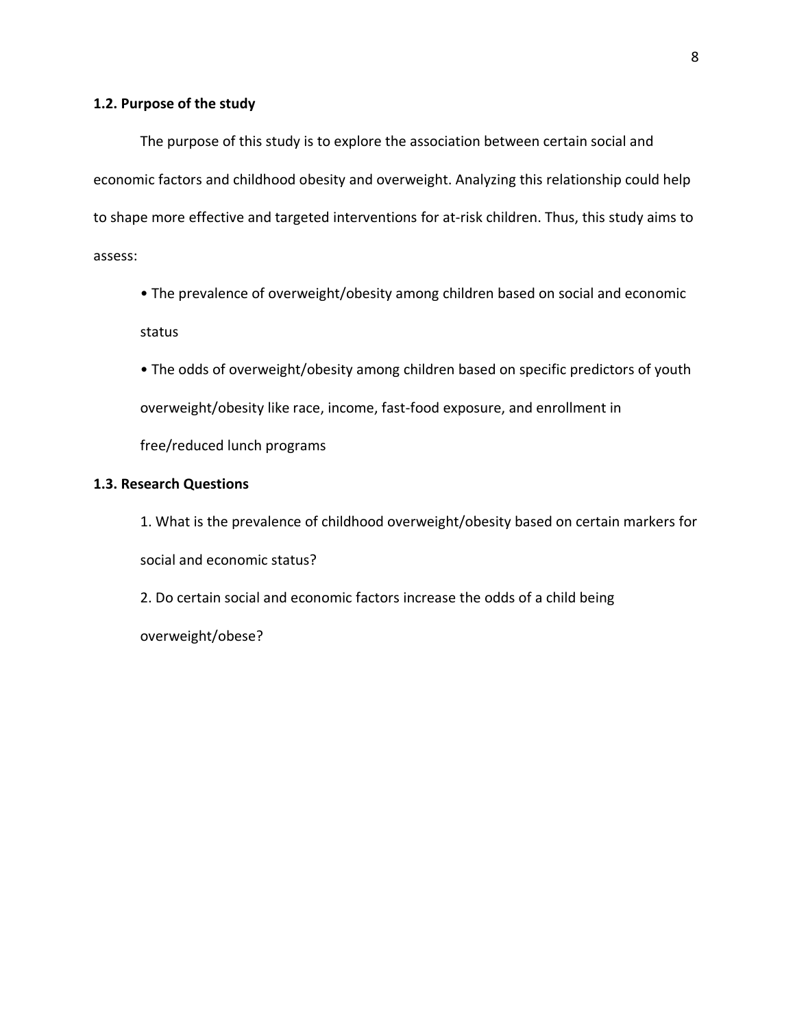### 1.2. Purpose of the study

The purpose of this study is to explore the association between certain social and economic factors and childhood obesity and overweight. Analyzing this relationship could help to shape more effective and targeted interventions for at-risk children. Thus, this study aims to assess:

- The prevalence of overweight/obesity among children based on social and economic status
- The odds of overweight/obesity among children based on specific predictors of youth overweight/obesity like race, income, fast-food exposure, and enrollment in free/reduced lunch programs

### 1.3. Research Questions

1. What is the prevalence of childhood overweight/obesity based on certain markers for social and economic status?
2. Do certain social and economic factors increase the odds of a child being overweight/obese?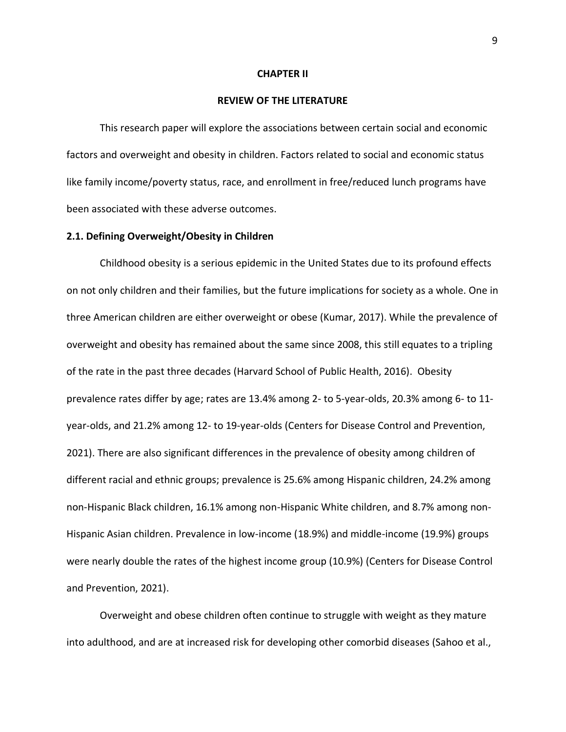# CHAPTER II

# REVIEW OF THE LITERATURE

This research paper will explore the associations between certain social and economic factors and overweight and obesity in children. Factors related to social and economic status like family income/poverty status, race, and enrollment in free/reduced lunch programs have been associated with these adverse outcomes.

## 2.1. Defining Overweight/Obesity in Children

Childhood obesity is a serious epidemic in the United States due to its profound effects on not only children and their families, but the future implications for society as a whole. One in three American children are either overweight or obese (Kumar, 2017). While the prevalence of overweight and obesity has remained about the same since 2008, this still equates to a tripling of the rate in the past three decades (Harvard School of Public Health, 2016). Obesity prevalence rates differ by age; rates are 13.4% among 2- to 5-year-olds, 20.3% among 6- to 11-year-olds, and 21.2% among 12- to 19-year-olds (Centers for Disease Control and Prevention, 2021). There are also significant differences in the prevalence of obesity among children of different racial and ethnic groups; prevalence is 25.6% among Hispanic children, 24.2% among non-Hispanic Black children, 16.1% among non-Hispanic White children, and 8.7% among non-Hispanic Asian children. Prevalence in low-income (18.9%) and middle-income (19.9%) groups were nearly double the rates of the highest income group (10.9%) (Centers for Disease Control and Prevention, 2021).

Overweight and obese children often continue to struggle with weight as they mature into adulthood, and are at increased risk for developing other comorbid diseases (Sahoo et al.,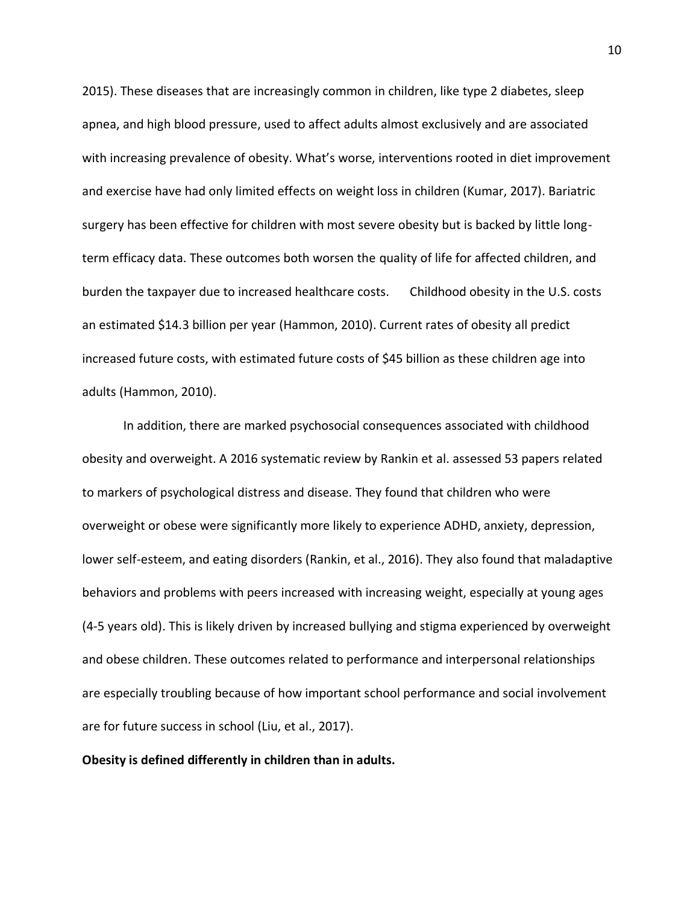2015). These diseases that are increasingly common in children, like type 2 diabetes, sleep apnea, and high blood pressure, used to affect adults almost exclusively and are associated with increasing prevalence of obesity. What's worse, interventions rooted in diet improvement and exercise have had only limited effects on weight loss in children (Kumar, 2017). Bariatric surgery has been effective for children with most severe obesity but is backed by little long-term efficacy data. These outcomes both worsen the quality of life for affected children, and burden the taxpayer due to increased healthcare costs. Childhood obesity in the U.S. costs an estimated $14.3 billion per year (Hammon, 2010). Current rates of obesity all predict increased future costs, with estimated future costs of $45 billion as these children age into adults (Hammon, 2010).

In addition, there are marked psychosocial consequences associated with childhood obesity and overweight. A 2016 systematic review by Rankin et al. assessed 53 papers related to markers of psychological distress and disease. They found that children who were overweight or obese were significantly more likely to experience ADHD, anxiety, depression, lower self-esteem, and eating disorders (Rankin, et al., 2016). They also found that maladaptive behaviors and problems with peers increased with increasing weight, especially at young ages (4-5 years old). This is likely driven by increased bullying and stigma experienced by overweight and obese children. These outcomes related to performance and interpersonal relationships are especially troubling because of how important school performance and social involvement are for future success in school (Liu, et al., 2017).

**Obesity is defined differently in children than in adults.**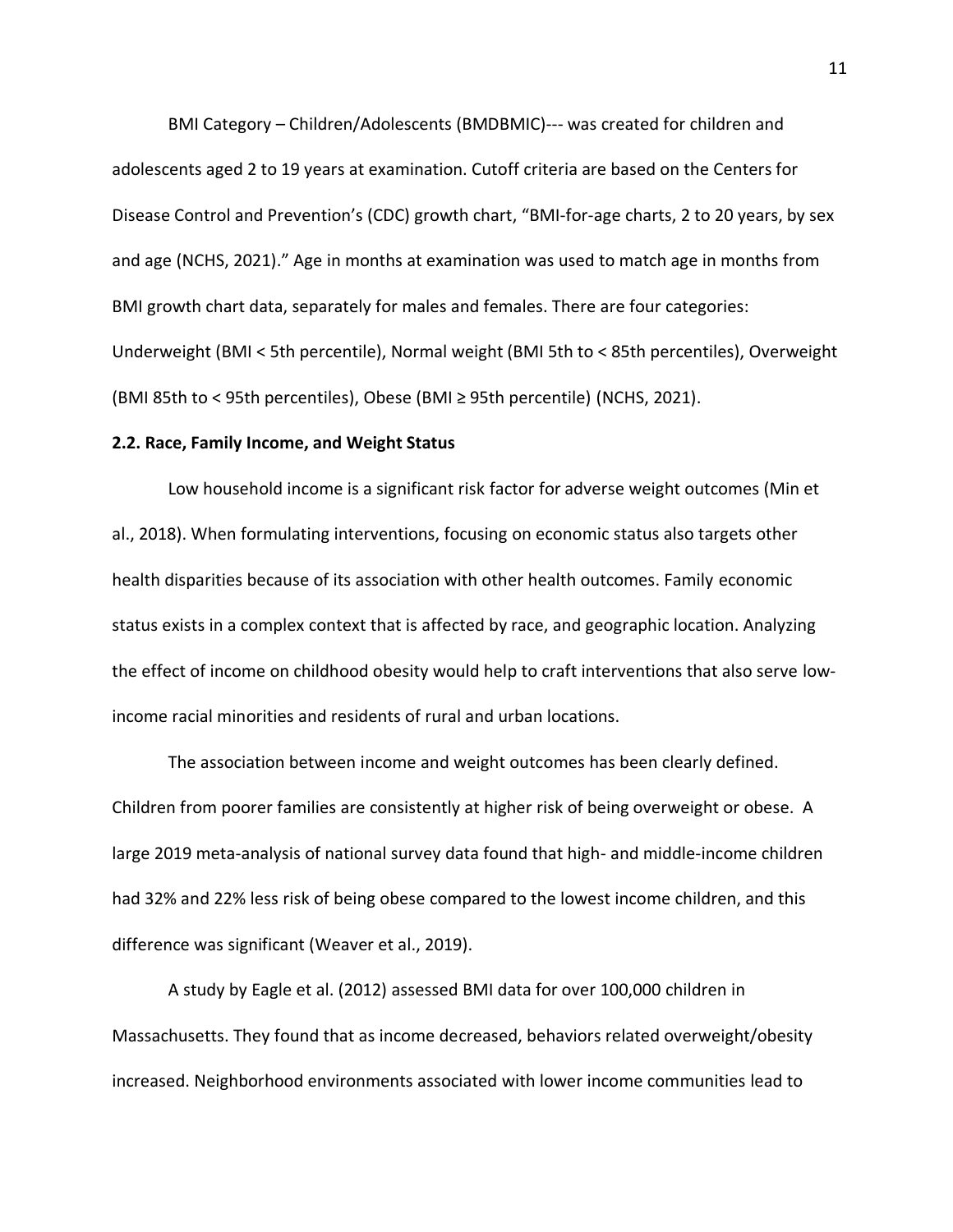BMI Category – Children/Adolescents (BMDBMIC)--- was created for children and adolescents aged 2 to 19 years at examination. Cutoff criteria are based on the Centers for Disease Control and Prevention's (CDC) growth chart, "BMI-for-age charts, 2 to 20 years, by sex and age (NCHS, 2021)." Age in months at examination was used to match age in months from BMI growth chart data, separately for males and females. There are four categories: Underweight (BMI < 5th percentile), Normal weight (BMI 5th to < 85th percentiles), Overweight (BMI 85th to < 95th percentiles), Obese (BMI ≥ 95th percentile) (NCHS, 2021).

### 2.2. Race, Family Income, and Weight Status

Low household income is a significant risk factor for adverse weight outcomes (Min et al., 2018). When formulating interventions, focusing on economic status also targets other health disparities because of its association with other health outcomes. Family economic status exists in a complex context that is affected by race, and geographic location. Analyzing the effect of income on childhood obesity would help to craft interventions that also serve low-income racial minorities and residents of rural and urban locations.

The association between income and weight outcomes has been clearly defined. Children from poorer families are consistently at higher risk of being overweight or obese. A large 2019 meta-analysis of national survey data found that high- and middle-income children had 32% and 22% less risk of being obese compared to the lowest income children, and this difference was significant (Weaver et al., 2019).

A study by Eagle et al. (2012) assessed BMI data for over 100,000 children in Massachusetts. They found that as income decreased, behaviors related overweight/obesity increased. Neighborhood environments associated with lower income communities lead to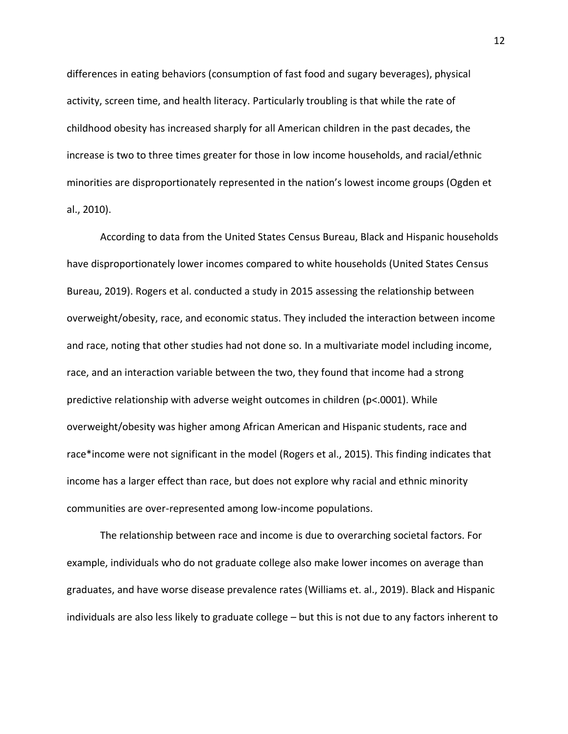differences in eating behaviors (consumption of fast food and sugary beverages), physical activity, screen time, and health literacy. Particularly troubling is that while the rate of childhood obesity has increased sharply for all American children in the past decades, the increase is two to three times greater for those in low income households, and racial/ethnic minorities are disproportionately represented in the nation's lowest income groups (Ogden et al., 2010).

According to data from the United States Census Bureau, Black and Hispanic households have disproportionately lower incomes compared to white households (United States Census Bureau, 2019). Rogers et al. conducted a study in 2015 assessing the relationship between overweight/obesity, race, and economic status. They included the interaction between income and race, noting that other studies had not done so. In a multivariate model including income, race, and an interaction variable between the two, they found that income had a strong predictive relationship with adverse weight outcomes in children ($p<.0001$). While overweight/obesity was higher among African American and Hispanic students, race and race*income were not significant in the model (Rogers et al., 2015). This finding indicates that income has a larger effect than race, but does not explore why racial and ethnic minority communities are over-represented among low-income populations.

The relationship between race and income is due to overarching societal factors. For example, individuals who do not graduate college also make lower incomes on average than graduates, and have worse disease prevalence rates (Williams et. al., 2019). Black and Hispanic individuals are also less likely to graduate college – but this is not due to any factors inherent to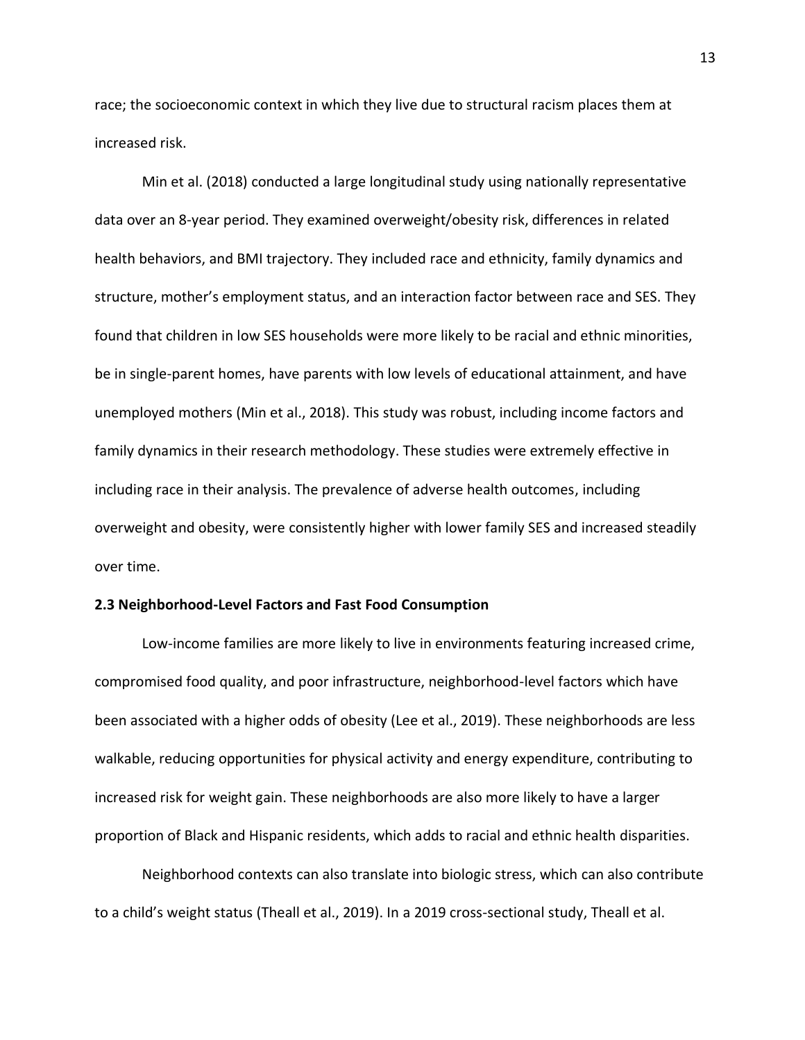race; the socioeconomic context in which they live due to structural racism places them at increased risk.

Min et al. (2018) conducted a large longitudinal study using nationally representative data over an 8-year period. They examined overweight/obesity risk, differences in related health behaviors, and BMI trajectory. They included race and ethnicity, family dynamics and structure, mother's employment status, and an interaction factor between race and SES. They found that children in low SES households were more likely to be racial and ethnic minorities, be in single-parent homes, have parents with low levels of educational attainment, and have unemployed mothers (Min et al., 2018). This study was robust, including income factors and family dynamics in their research methodology. These studies were extremely effective in including race in their analysis. The prevalence of adverse health outcomes, including overweight and obesity, were consistently higher with lower family SES and increased steadily over time.

### 2.3 Neighborhood-Level Factors and Fast Food Consumption

Low-income families are more likely to live in environments featuring increased crime, compromised food quality, and poor infrastructure, neighborhood-level factors which have been associated with a higher odds of obesity (Lee et al., 2019). These neighborhoods are less walkable, reducing opportunities for physical activity and energy expenditure, contributing to increased risk for weight gain. These neighborhoods are also more likely to have a larger proportion of Black and Hispanic residents, which adds to racial and ethnic health disparities.

Neighborhood contexts can also translate into biologic stress, which can also contribute to a child's weight status (Theall et al., 2019). In a 2019 cross-sectional study, Theall et al.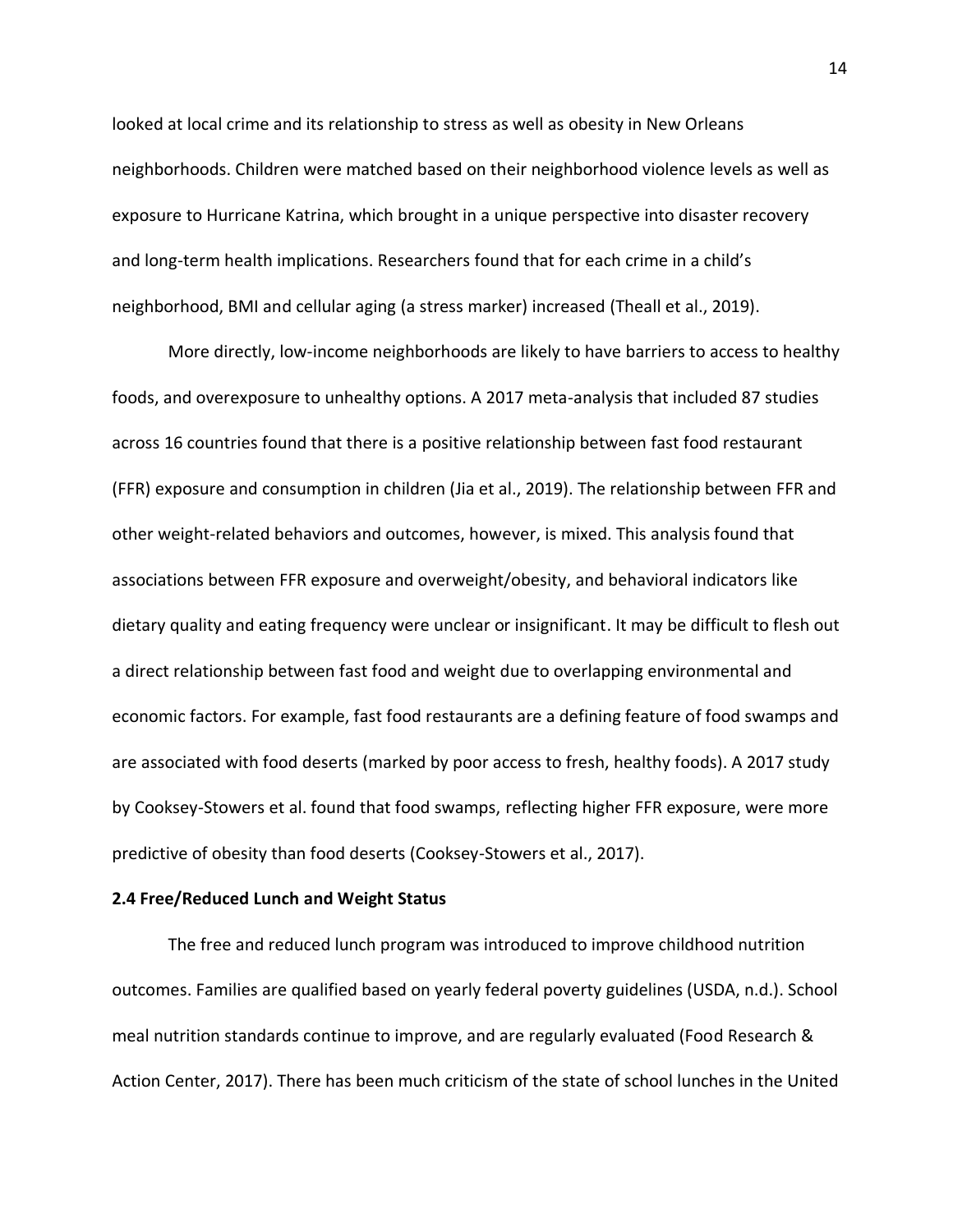looked at local crime and its relationship to stress as well as obesity in New Orleans neighborhoods. Children were matched based on their neighborhood violence levels as well as exposure to Hurricane Katrina, which brought in a unique perspective into disaster recovery and long-term health implications. Researchers found that for each crime in a child's neighborhood, BMI and cellular aging (a stress marker) increased (Theall et al., 2019).

More directly, low-income neighborhoods are likely to have barriers to access to healthy foods, and overexposure to unhealthy options. A 2017 meta-analysis that included 87 studies across 16 countries found that there is a positive relationship between fast food restaurant (FFR) exposure and consumption in children (Jia et al., 2019). The relationship between FFR and other weight-related behaviors and outcomes, however, is mixed. This analysis found that associations between FFR exposure and overweight/obesity, and behavioral indicators like dietary quality and eating frequency were unclear or insignificant. It may be difficult to flesh out a direct relationship between fast food and weight due to overlapping environmental and economic factors. For example, fast food restaurants are a defining feature of food swamps and are associated with food deserts (marked by poor access to fresh, healthy foods). A 2017 study by Cooksey-Stowers et al. found that food swamps, reflecting higher FFR exposure, were more predictive of obesity than food deserts (Cooksey-Stowers et al., 2017).

### 2.4 Free/Reduced Lunch and Weight Status

The free and reduced lunch program was introduced to improve childhood nutrition outcomes. Families are qualified based on yearly federal poverty guidelines (USDA, n.d.). School meal nutrition standards continue to improve, and are regularly evaluated (Food Research & Action Center, 2017). There has been much criticism of the state of school lunches in the United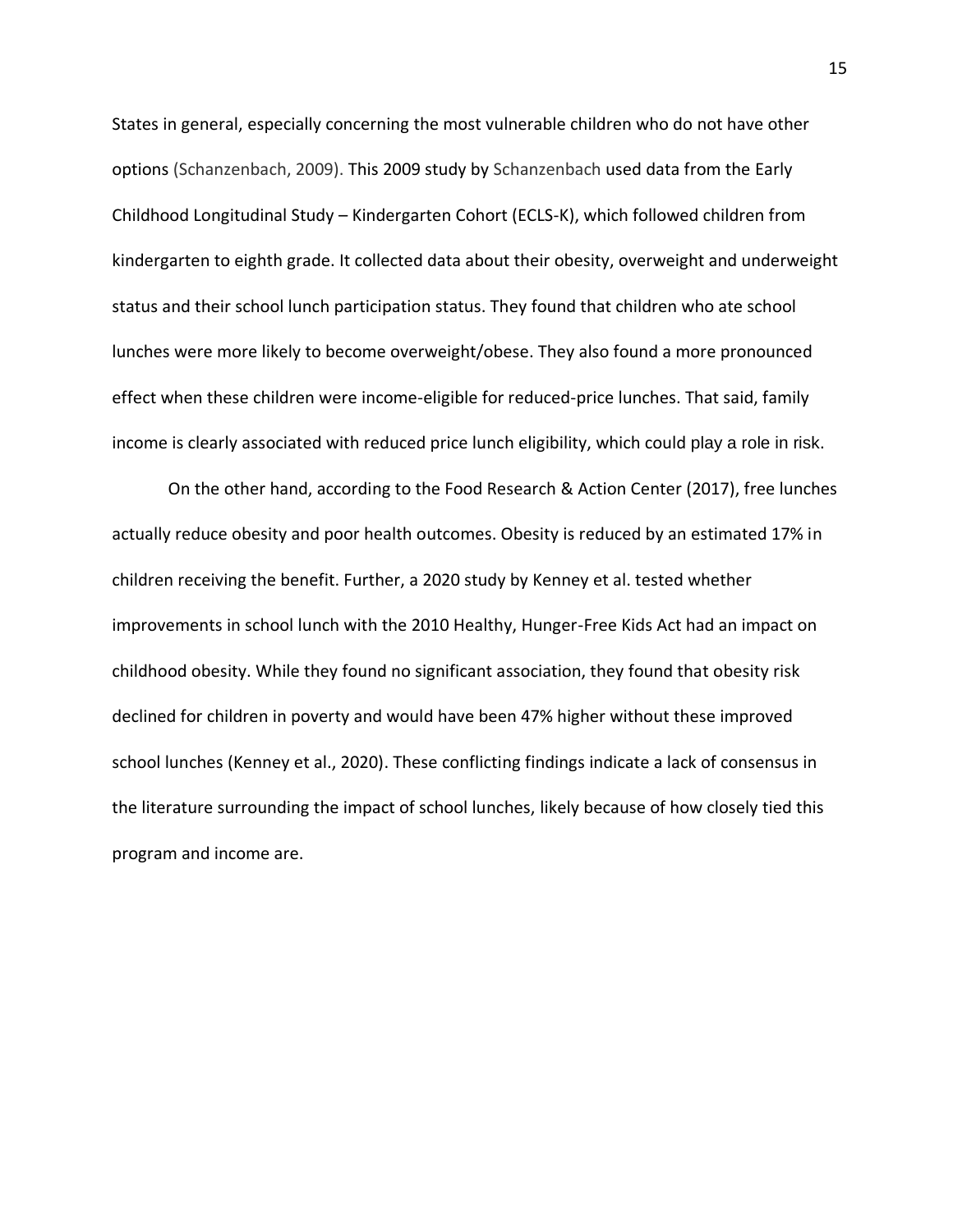States in general, especially concerning the most vulnerable children who do not have other options (Schanzenbach, 2009). This 2009 study by Schanzenbach used data from the Early Childhood Longitudinal Study – Kindergarten Cohort (ECLS-K), which followed children from kindergarten to eighth grade. It collected data about their obesity, overweight and underweight status and their school lunch participation status. They found that children who ate school lunches were more likely to become overweight/obese. They also found a more pronounced effect when these children were income-eligible for reduced-price lunches. That said, family income is clearly associated with reduced price lunch eligibility, which could play a role in risk.

On the other hand, according to the Food Research & Action Center (2017), free lunches actually reduce obesity and poor health outcomes. Obesity is reduced by an estimated 17% in children receiving the benefit. Further, a 2020 study by Kenney et al. tested whether improvements in school lunch with the 2010 Healthy, Hunger-Free Kids Act had an impact on childhood obesity. While they found no significant association, they found that obesity risk declined for children in poverty and would have been 47% higher without these improved school lunches (Kenney et al., 2020). These conflicting findings indicate a lack of consensus in the literature surrounding the impact of school lunches, likely because of how closely tied this program and income are.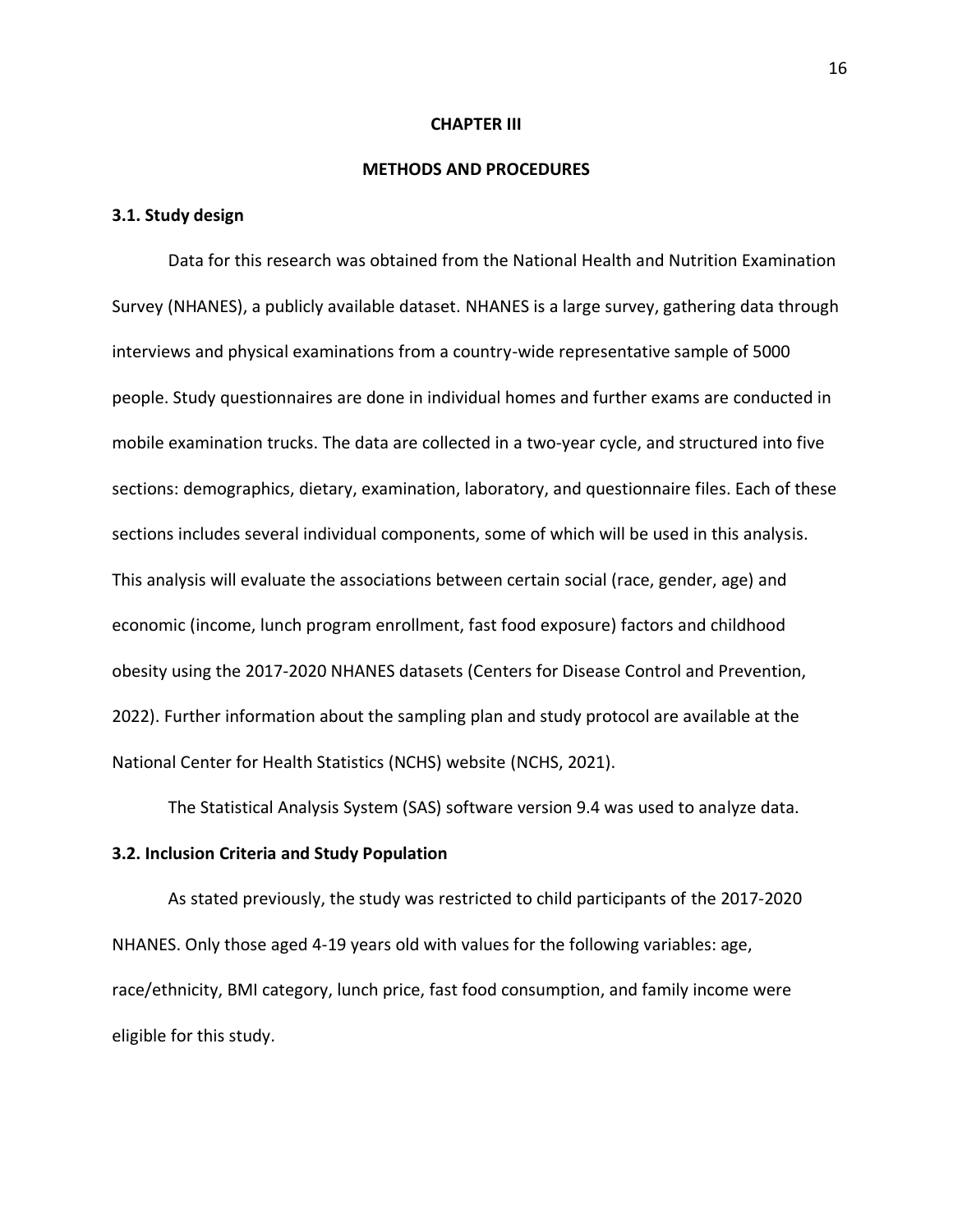# CHAPTER III

# METHODS AND PROCEDURES

### 3.1. Study design

Data for this research was obtained from the National Health and Nutrition Examination Survey (NHANES), a publicly available dataset. NHANES is a large survey, gathering data through interviews and physical examinations from a country-wide representative sample of 5000 people. Study questionnaires are done in individual homes and further exams are conducted in mobile examination trucks. The data are collected in a two-year cycle, and structured into five sections: demographics, dietary, examination, laboratory, and questionnaire files. Each of these sections includes several individual components, some of which will be used in this analysis. This analysis will evaluate the associations between certain social (race, gender, age) and economic (income, lunch program enrollment, fast food exposure) factors and childhood obesity using the 2017-2020 NHANES datasets (Centers for Disease Control and Prevention, 2022). Further information about the sampling plan and study protocol are available at the National Center for Health Statistics (NCHS) website (NCHS, 2021).

The Statistical Analysis System (SAS) software version 9.4 was used to analyze data.

### 3.2. Inclusion Criteria and Study Population

As stated previously, the study was restricted to child participants of the 2017-2020 NHANES. Only those aged 4-19 years old with values for the following variables: age, race/ethnicity, BMI category, lunch price, fast food consumption, and family income were eligible for this study.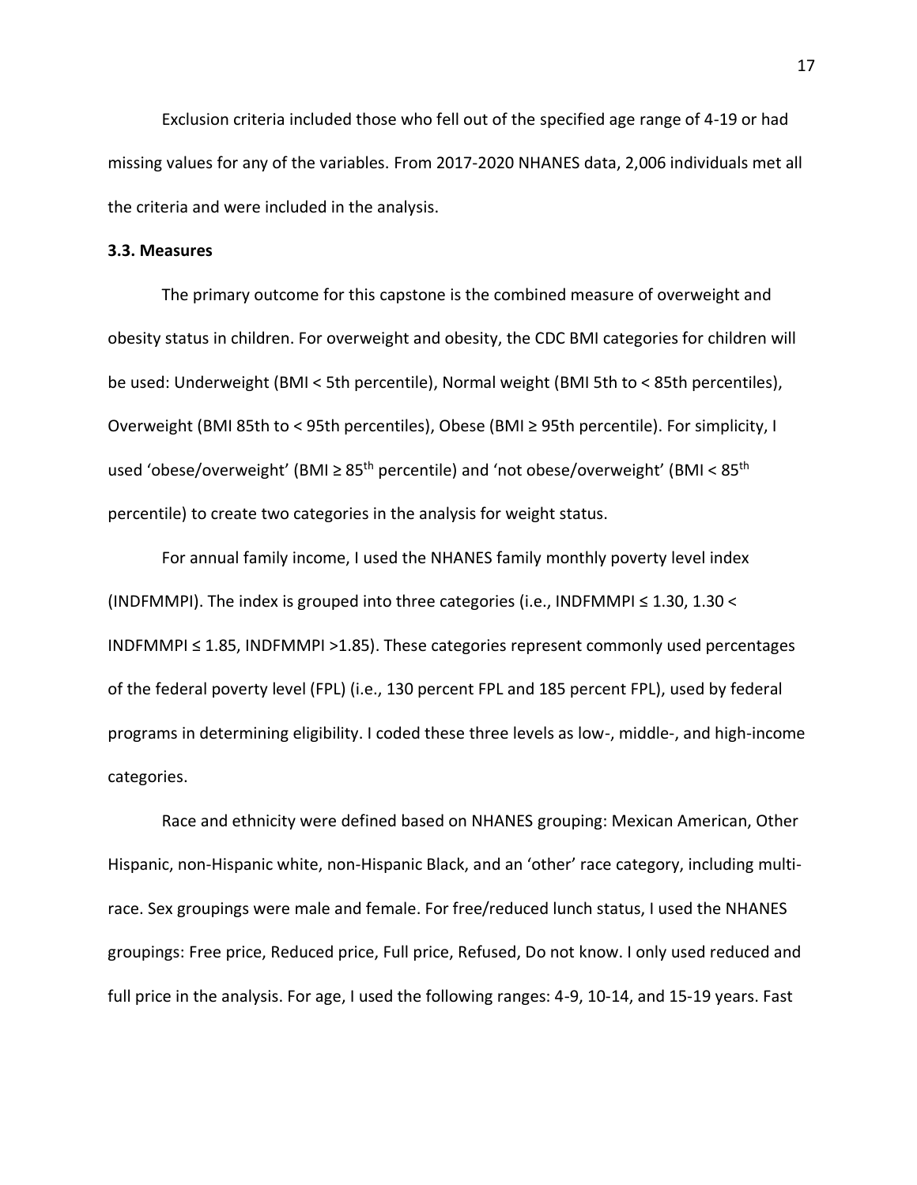Exclusion criteria included those who fell out of the specified age range of 4-19 or had missing values for any of the variables. From 2017-2020 NHANES data, 2,006 individuals met all the criteria and were included in the analysis.

### 3.3. Measures

The primary outcome for this capstone is the combined measure of overweight and obesity status in children. For overweight and obesity, the CDC BMI categories for children will be used: Underweight (BMI < 5th percentile), Normal weight (BMI 5th to < 85th percentiles), Overweight (BMI 85th to < 95th percentiles), Obese (BMI ≥ 95th percentile). For simplicity, I used 'obese/overweight' (BMI ≥ 85$^{th}$ percentile) and 'not obese/overweight' (BMI < 85$^{th}$ percentile) to create two categories in the analysis for weight status.

For annual family income, I used the NHANES family monthly poverty level index (INDFMMPI). The index is grouped into three categories (i.e., INDFMMPI ≤ 1.30, 1.30 < INDFMMPI ≤ 1.85, INDFMMPI >1.85). These categories represent commonly used percentages of the federal poverty level (FPL) (i.e., 130 percent FPL and 185 percent FPL), used by federal programs in determining eligibility. I coded these three levels as low-, middle-, and high-income categories.

Race and ethnicity were defined based on NHANES grouping: Mexican American, Other Hispanic, non-Hispanic white, non-Hispanic Black, and an 'other' race category, including multi-race. Sex groupings were male and female. For free/reduced lunch status, I used the NHANES groupings: Free price, Reduced price, Full price, Refused, Do not know. I only used reduced and full price in the analysis. For age, I used the following ranges: 4-9, 10-14, and 15-19 years. Fast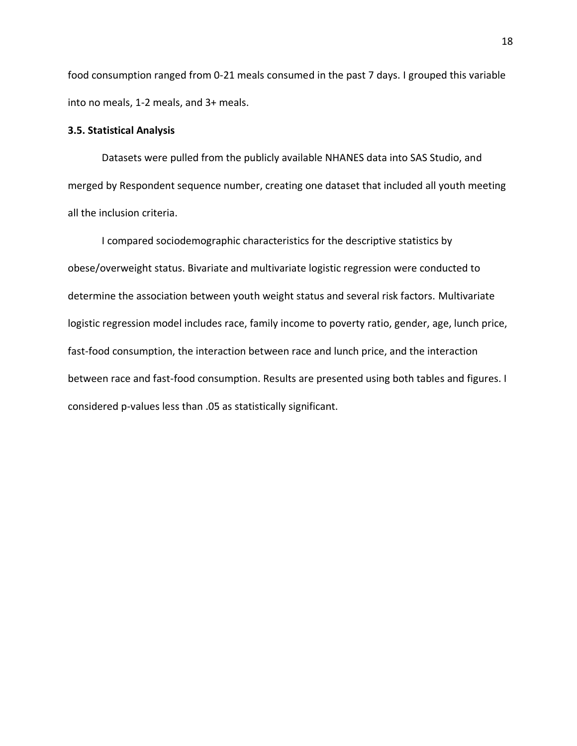food consumption ranged from 0-21 meals consumed in the past 7 days. I grouped this variable into no meals, 1-2 meals, and 3+ meals.

### 3.5. Statistical Analysis

Datasets were pulled from the publicly available NHANES data into SAS Studio, and merged by Respondent sequence number, creating one dataset that included all youth meeting all the inclusion criteria.

I compared sociodemographic characteristics for the descriptive statistics by obese/overweight status. Bivariate and multivariate logistic regression were conducted to determine the association between youth weight status and several risk factors. Multivariate logistic regression model includes race, family income to poverty ratio, gender, age, lunch price, fast-food consumption, the interaction between race and lunch price, and the interaction between race and fast-food consumption. Results are presented using both tables and figures. I considered p-values less than .05 as statistically significant.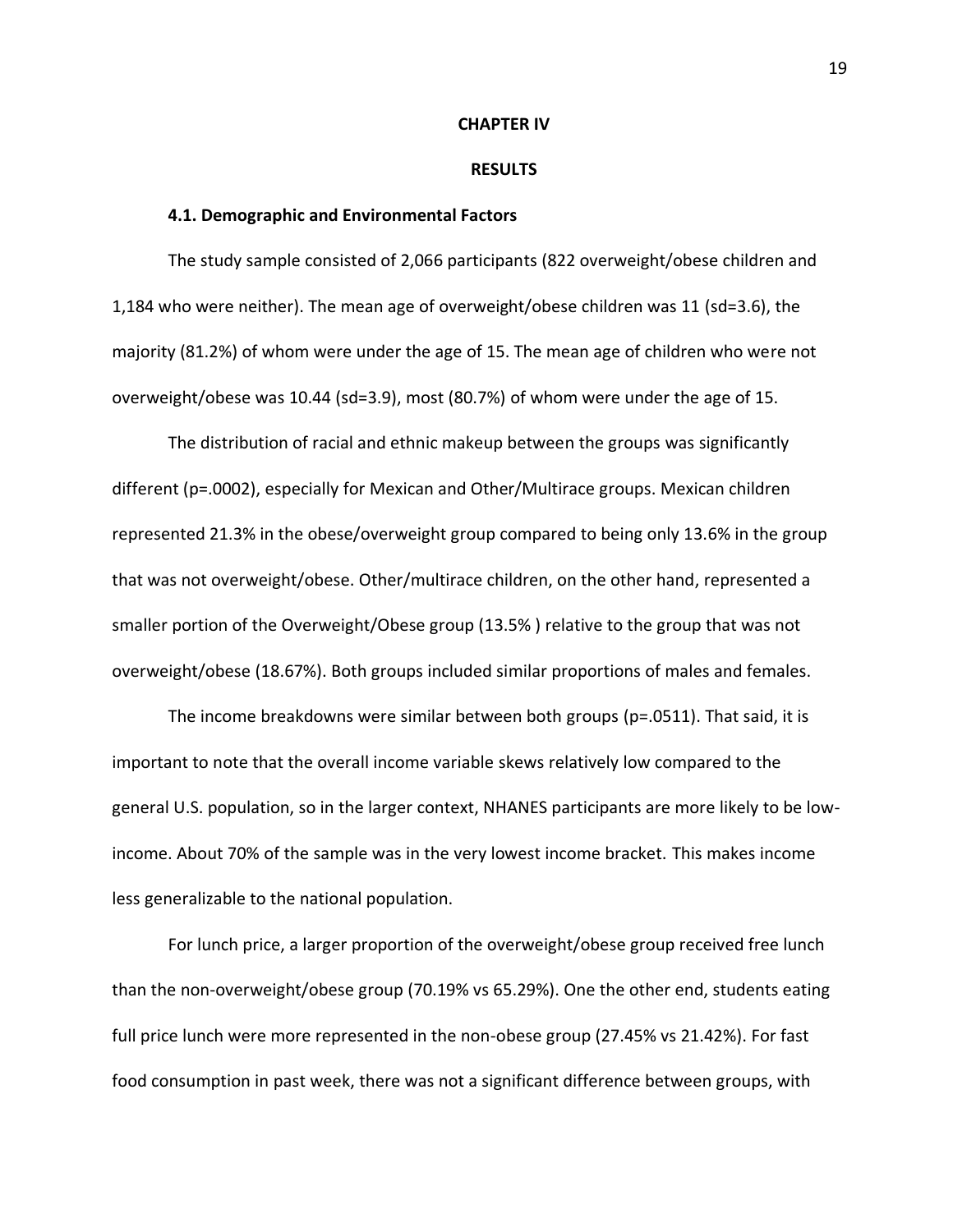# CHAPTER IV

# RESULTS

### 4.1. Demographic and Environmental Factors

The study sample consisted of 2,066 participants (822 overweight/obese children and 1,184 who were neither). The mean age of overweight/obese children was 11 (sd=3.6), the majority (81.2%) of whom were under the age of 15. The mean age of children who were not overweight/obese was 10.44 (sd=3.9), most (80.7%) of whom were under the age of 15.

The distribution of racial and ethnic makeup between the groups was significantly different (p=.0002), especially for Mexican and Other/Multirace groups. Mexican children represented 21.3% in the obese/overweight group compared to being only 13.6% in the group that was not overweight/obese. Other/multirace children, on the other hand, represented a smaller portion of the Overweight/Obese group (13.5% ) relative to the group that was not overweight/obese (18.67%). Both groups included similar proportions of males and females.

The income breakdowns were similar between both groups (p=.0511). That said, it is important to note that the overall income variable skews relatively low compared to the general U.S. population, so in the larger context, NHANES participants are more likely to be low-income. About 70% of the sample was in the very lowest income bracket. This makes income less generalizable to the national population.

For lunch price, a larger proportion of the overweight/obese group received free lunch than the non-overweight/obese group (70.19% vs 65.29%). One the other end, students eating full price lunch were more represented in the non-obese group (27.45% vs 21.42%). For fast food consumption in past week, there was not a significant difference between groups, with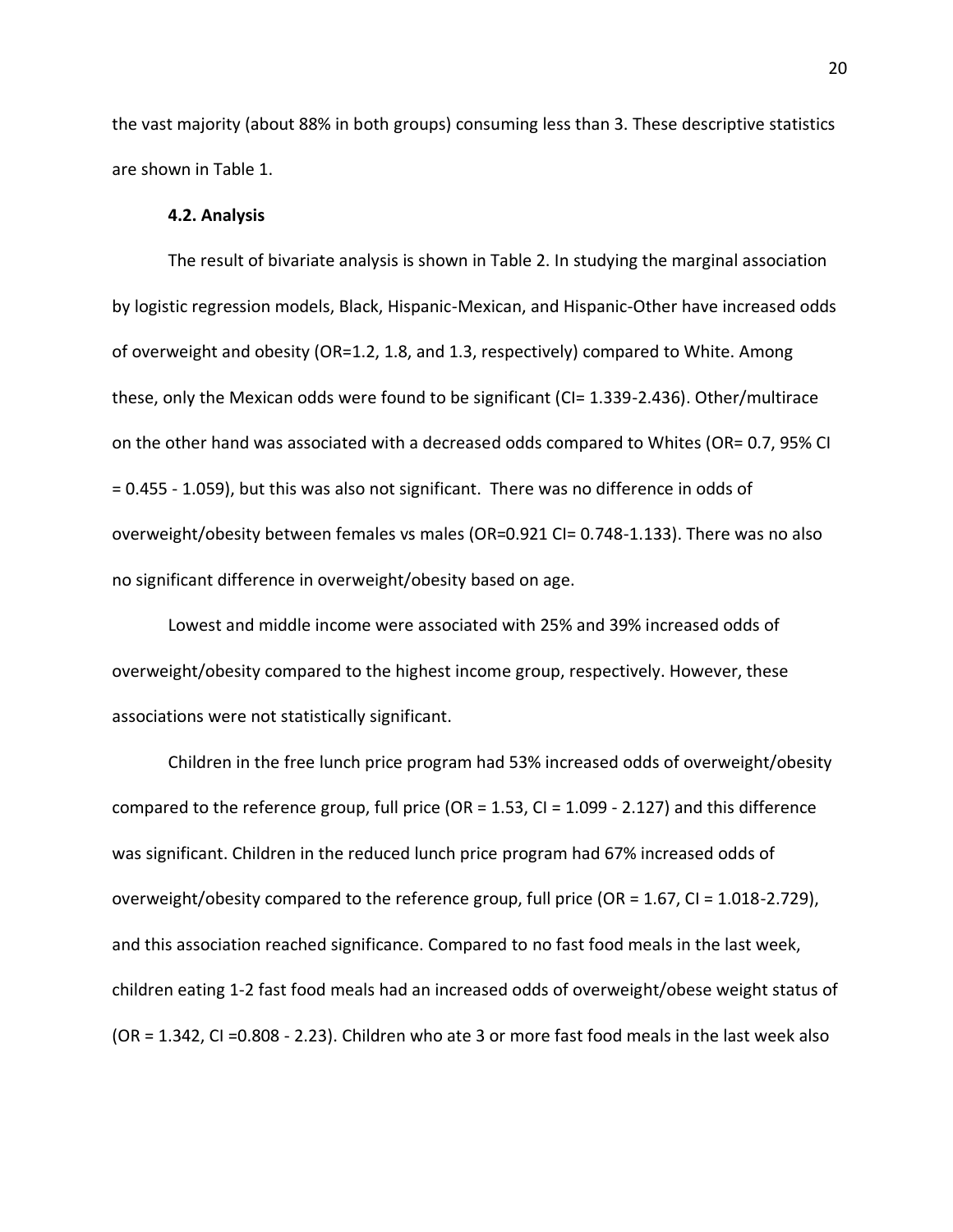the vast majority (about 88% in both groups) consuming less than 3. These descriptive statistics are shown in Table 1.

### 4.2. Analysis

The result of bivariate analysis is shown in Table 2. In studying the marginal association by logistic regression models, Black, Hispanic-Mexican, and Hispanic-Other have increased odds of overweight and obesity (OR=1.2, 1.8, and 1.3, respectively) compared to White. Among these, only the Mexican odds were found to be significant (CI= 1.339-2.436). Other/multirace on the other hand was associated with a decreased odds compared to Whites (OR= 0.7, 95% CI = 0.455 - 1.059), but this was also not significant. There was no difference in odds of overweight/obesity between females vs males (OR=0.921 CI= 0.748-1.133). There was no also no significant difference in overweight/obesity based on age.

Lowest and middle income were associated with 25% and 39% increased odds of overweight/obesity compared to the highest income group, respectively. However, these associations were not statistically significant.

Children in the free lunch price program had 53% increased odds of overweight/obesity compared to the reference group, full price (OR = 1.53, CI = 1.099 - 2.127) and this difference was significant. Children in the reduced lunch price program had 67% increased odds of overweight/obesity compared to the reference group, full price (OR = 1.67, CI = 1.018-2.729), and this association reached significance. Compared to no fast food meals in the last week, children eating 1-2 fast food meals had an increased odds of overweight/obese weight status of (OR = 1.342, CI =0.808 - 2.23). Children who ate 3 or more fast food meals in the last week also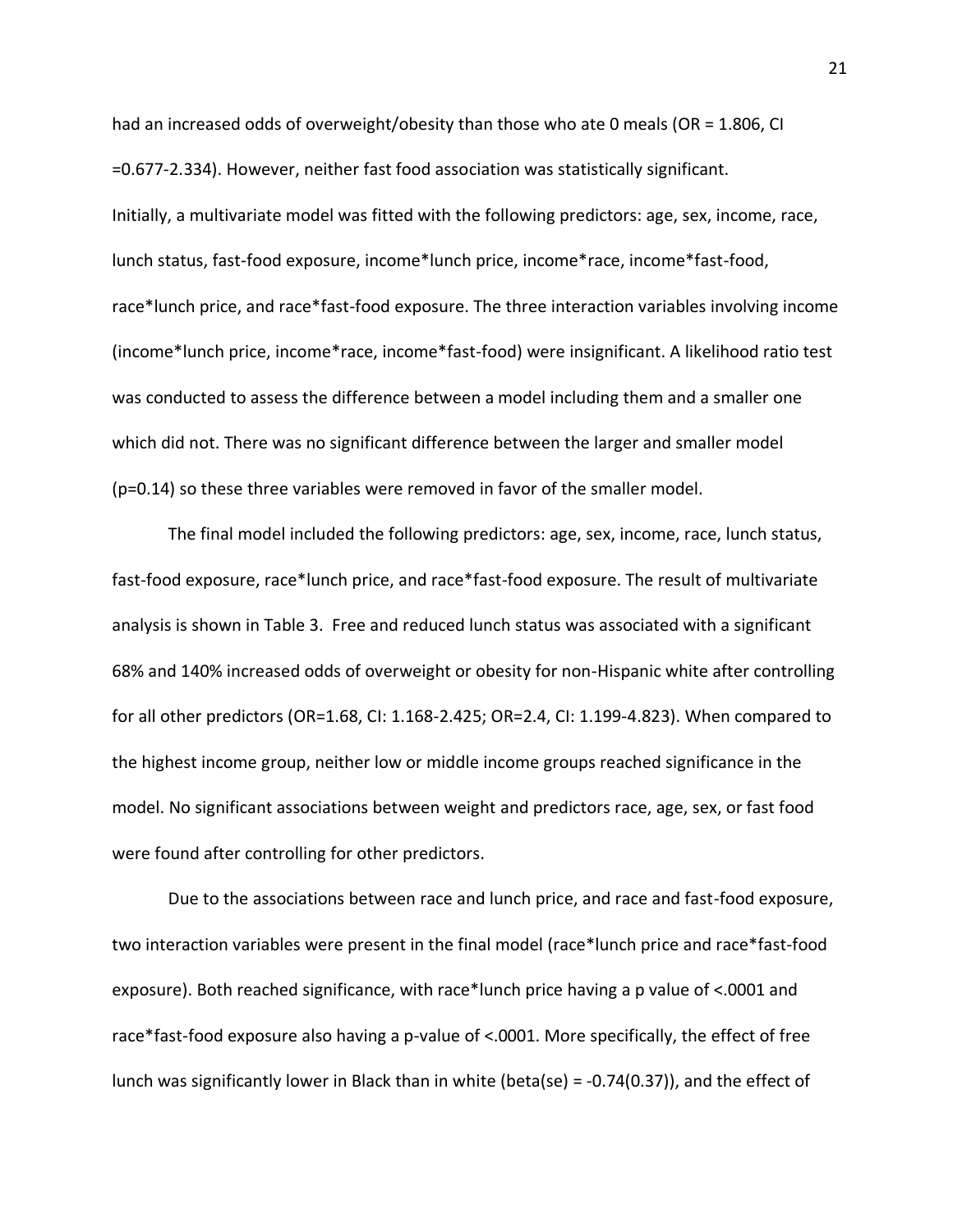had an increased odds of overweight/obesity than those who ate 0 meals (OR = 1.806, CI =0.677-2.334). However, neither fast food association was statistically significant.

Initially, a multivariate model was fitted with the following predictors: age, sex, income, race, lunch status, fast-food exposure, income*lunch price, income*race, income*fast-food, race*lunch price, and race*fast-food exposure. The three interaction variables involving income (income*lunch price, income*race, income*fast-food) were insignificant. A likelihood ratio test was conducted to assess the difference between a model including them and a smaller one which did not. There was no significant difference between the larger and smaller model (p=0.14) so these three variables were removed in favor of the smaller model.

The final model included the following predictors: age, sex, income, race, lunch status, fast-food exposure, race*lunch price, and race*fast-food exposure. The result of multivariate analysis is shown in Table 3. Free and reduced lunch status was associated with a significant 68% and 140% increased odds of overweight or obesity for non-Hispanic white after controlling for all other predictors (OR=1.68, CI: 1.168-2.425; OR=2.4, CI: 1.199-4.823). When compared to the highest income group, neither low or middle income groups reached significance in the model. No significant associations between weight and predictors race, age, sex, or fast food were found after controlling for other predictors.

Due to the associations between race and lunch price, and race and fast-food exposure, two interaction variables were present in the final model (race*lunch price and race*fast-food exposure). Both reached significance, with race*lunch price having a p value of <.0001 and race*fast-food exposure also having a p-value of <.0001. More specifically, the effect of free lunch was significantly lower in Black than in white (beta(se) = -0.74(0.37)), and the effect of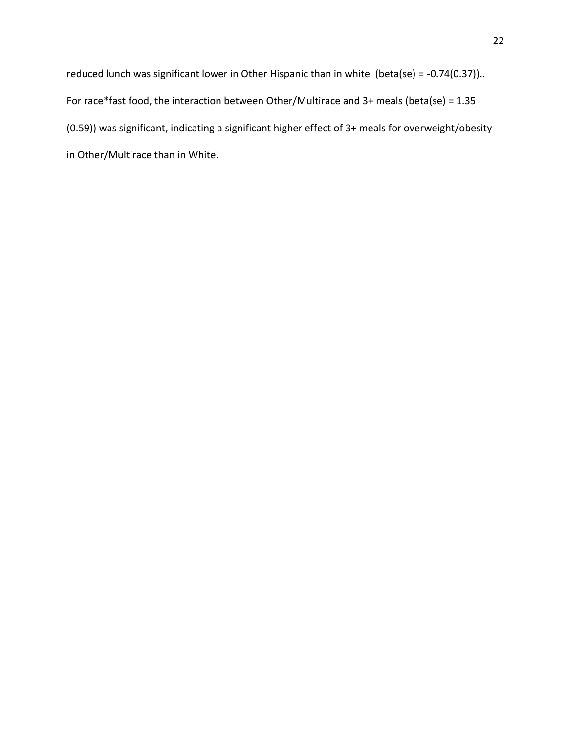reduced lunch was significant lower in Other Hispanic than in white (beta(se) = -0.74(0.37)).. For race*fast food, the interaction between Other/Multirace and 3+ meals (beta(se) = 1.35 (0.59)) was significant, indicating a significant higher effect of 3+ meals for overweight/obesity in Other/Multirace than in White.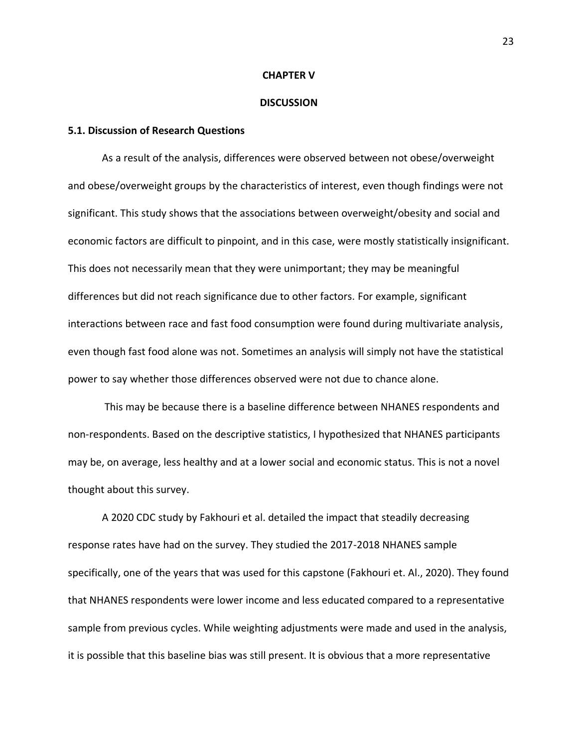# CHAPTER V

# DISCUSSION

## 5.1. Discussion of Research Questions

As a result of the analysis, differences were observed between not obese/overweight and obese/overweight groups by the characteristics of interest, even though findings were not significant. This study shows that the associations between overweight/obesity and social and economic factors are difficult to pinpoint, and in this case, were mostly statistically insignificant. This does not necessarily mean that they were unimportant; they may be meaningful differences but did not reach significance due to other factors. For example, significant interactions between race and fast food consumption were found during multivariate analysis, even though fast food alone was not. Sometimes an analysis will simply not have the statistical power to say whether those differences observed were not due to chance alone.

This may be because there is a baseline difference between NHANES respondents and non-respondents. Based on the descriptive statistics, I hypothesized that NHANES participants may be, on average, less healthy and at a lower social and economic status. This is not a novel thought about this survey.

A 2020 CDC study by Fakhouri et al. detailed the impact that steadily decreasing response rates have had on the survey. They studied the 2017-2018 NHANES sample specifically, one of the years that was used for this capstone (Fakhouri et. Al., 2020). They found that NHANES respondents were lower income and less educated compared to a representative sample from previous cycles. While weighting adjustments were made and used in the analysis, it is possible that this baseline bias was still present. It is obvious that a more representative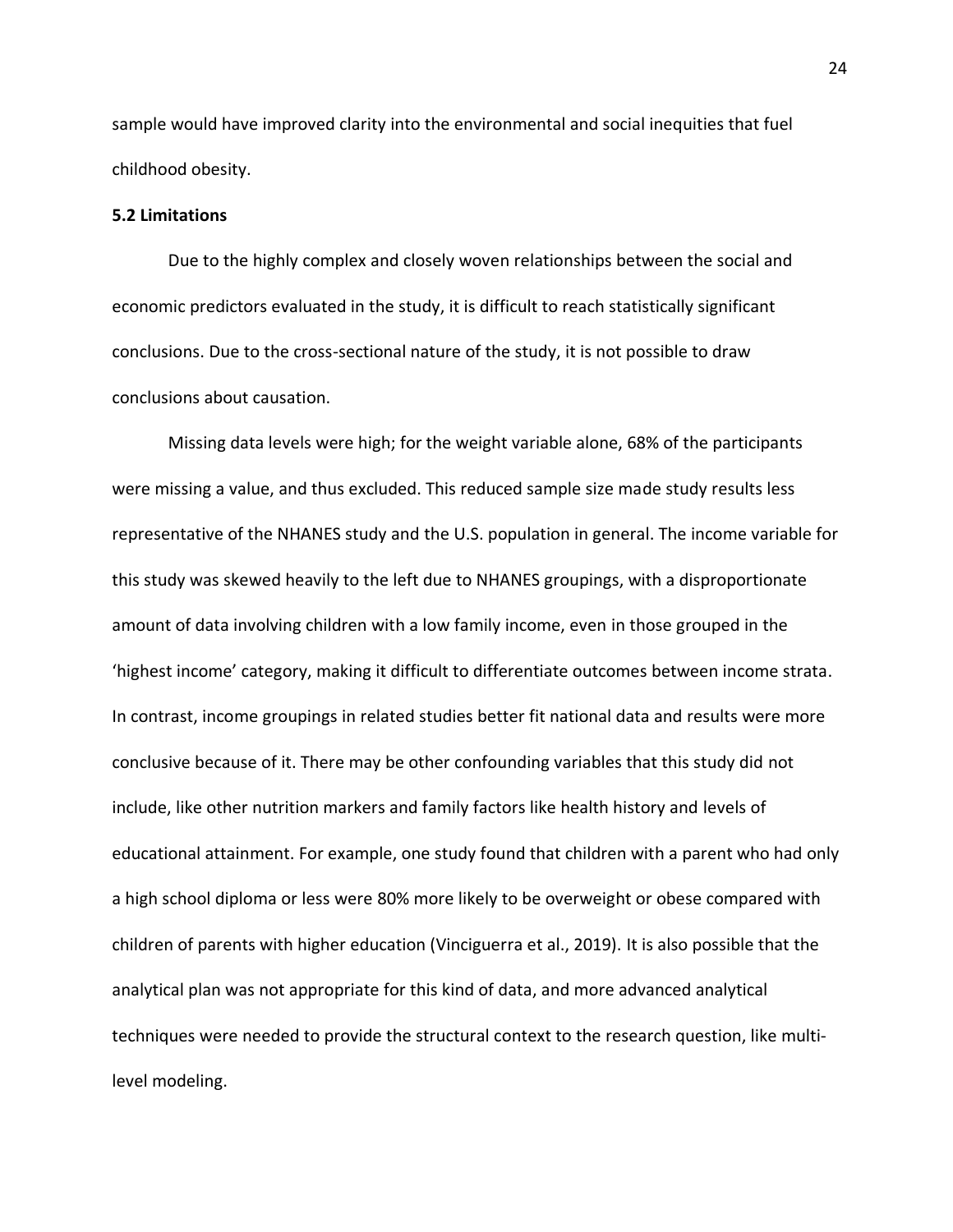sample would have improved clarity into the environmental and social inequities that fuel childhood obesity.

### 5.2 Limitations

Due to the highly complex and closely woven relationships between the social and economic predictors evaluated in the study, it is difficult to reach statistically significant conclusions. Due to the cross-sectional nature of the study, it is not possible to draw conclusions about causation.

Missing data levels were high; for the weight variable alone, 68% of the participants were missing a value, and thus excluded. This reduced sample size made study results less representative of the NHANES study and the U.S. population in general. The income variable for this study was skewed heavily to the left due to NHANES groupings, with a disproportionate amount of data involving children with a low family income, even in those grouped in the 'highest income' category, making it difficult to differentiate outcomes between income strata. In contrast, income groupings in related studies better fit national data and results were more conclusive because of it. There may be other confounding variables that this study did not include, like other nutrition markers and family factors like health history and levels of educational attainment. For example, one study found that children with a parent who had only a high school diploma or less were 80% more likely to be overweight or obese compared with children of parents with higher education (Vinciguerra et al., 2019). It is also possible that the analytical plan was not appropriate for this kind of data, and more advanced analytical techniques were needed to provide the structural context to the research question, like multi-level modeling.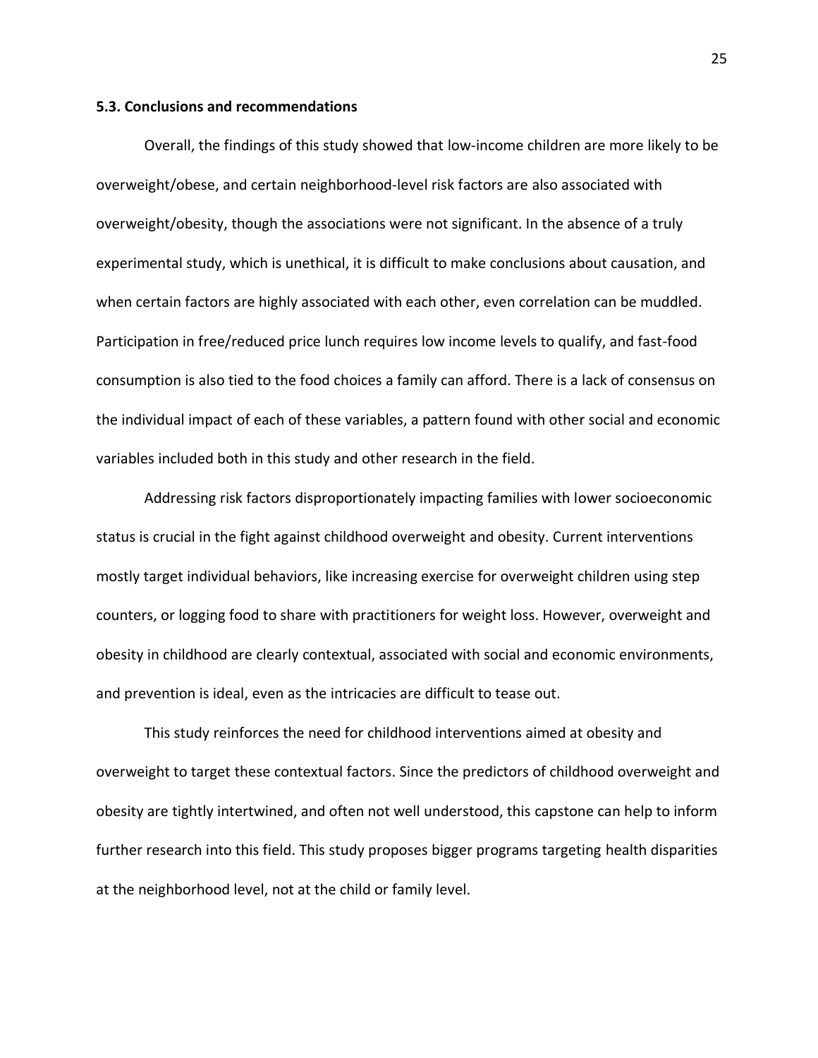### 5.3. Conclusions and recommendations

Overall, the findings of this study showed that low-income children are more likely to be overweight/obese, and certain neighborhood-level risk factors are also associated with overweight/obesity, though the associations were not significant. In the absence of a truly experimental study, which is unethical, it is difficult to make conclusions about causation, and when certain factors are highly associated with each other, even correlation can be muddled. Participation in free/reduced price lunch requires low income levels to qualify, and fast-food consumption is also tied to the food choices a family can afford. There is a lack of consensus on the individual impact of each of these variables, a pattern found with other social and economic variables included both in this study and other research in the field.

Addressing risk factors disproportionately impacting families with lower socioeconomic status is crucial in the fight against childhood overweight and obesity. Current interventions mostly target individual behaviors, like increasing exercise for overweight children using step counters, or logging food to share with practitioners for weight loss. However, overweight and obesity in childhood are clearly contextual, associated with social and economic environments, and prevention is ideal, even as the intricacies are difficult to tease out.

This study reinforces the need for childhood interventions aimed at obesity and overweight to target these contextual factors. Since the predictors of childhood overweight and obesity are tightly intertwined, and often not well understood, this capstone can help to inform further research into this field. This study proposes bigger programs targeting health disparities at the neighborhood level, not at the child or family level.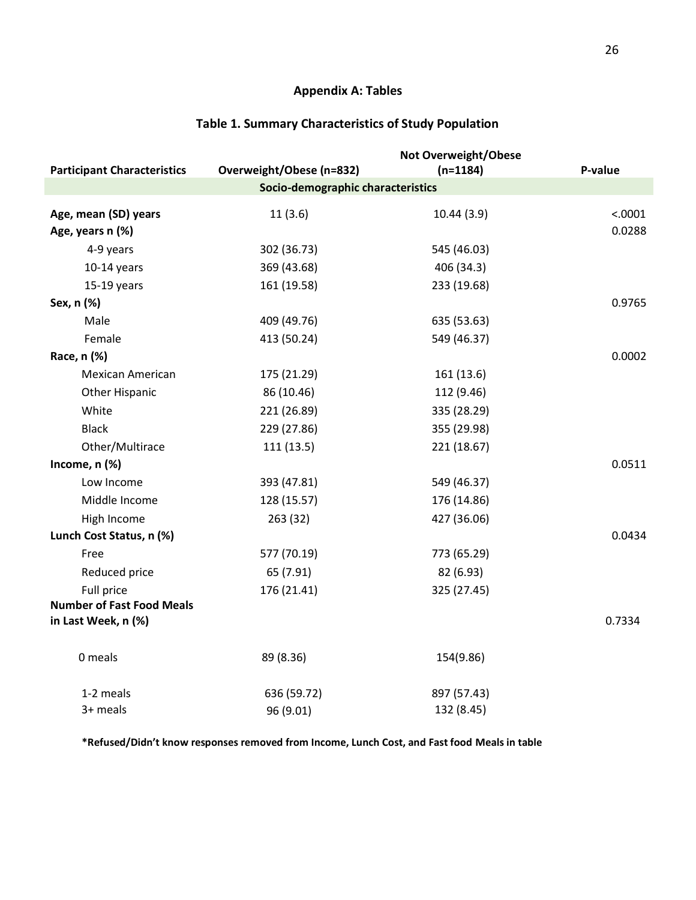## Appendix A: Tables

### Table 1. Summary Characteristics of Study Population

| Participant Characteristics | Overweight/Obese (n=832) | Not Overweight/Obese (n=1184) | P-value |
|---|---|---|---|
| **Socio-demographic characteristics** | | | |
| **Age, mean (SD) years** | 11 (3.6) | 10.44 (3.9) | <.0001 |
| **Age, years n (%)** | | | 0.0288 |
| 4-9 years | 302 (36.73) | 545 (46.03) | |
| 10-14 years | 369 (43.68) | 406 (34.3) | |
| 15-19 years | 161 (19.58) | 233 (19.68) | |
| **Sex, n (%)** | | | 0.9765 |
| Male | 409 (49.76) | 635 (53.63) | |
| Female | 413 (50.24) | 549 (46.37) | |
| **Race, n (%)** | | | 0.0002 |
| Mexican American | 175 (21.29) | 161 (13.6) | |
| Other Hispanic | 86 (10.46) | 112 (9.46) | |
| White | 221 (26.89) | 335 (28.29) | |
| Black | 229 (27.86) | 355 (29.98) | |
| Other/Multirace | 111 (13.5) | 221 (18.67) | |
| **Income, n (%)** | | | 0.0511 |
| Low Income | 393 (47.81) | 549 (46.37) | |
| Middle Income | 128 (15.57) | 176 (14.86) | |
| High Income | 263 (32) | 427 (36.06) | |
| **Lunch Cost Status, n (%)** | | | 0.0434 |
| Free | 577 (70.19) | 773 (65.29) | |
| Reduced price | 65 (7.91) | 82 (6.93) | |
| Full price | 176 (21.41) | 325 (27.45) | |
| **Number of Fast Food Meals in Last Week, n (%)** | | | 0.7334 |
| 0 meals | 89 (8.36) | 154(9.86) | |
| 1-2 meals | 636 (59.72) | 897 (57.43) | |
| 3+ meals | 96 (9.01) | 132 (8.45) | |

**\*Refused/Didn't know responses removed from Income, Lunch Cost, and Fast food Meals in table**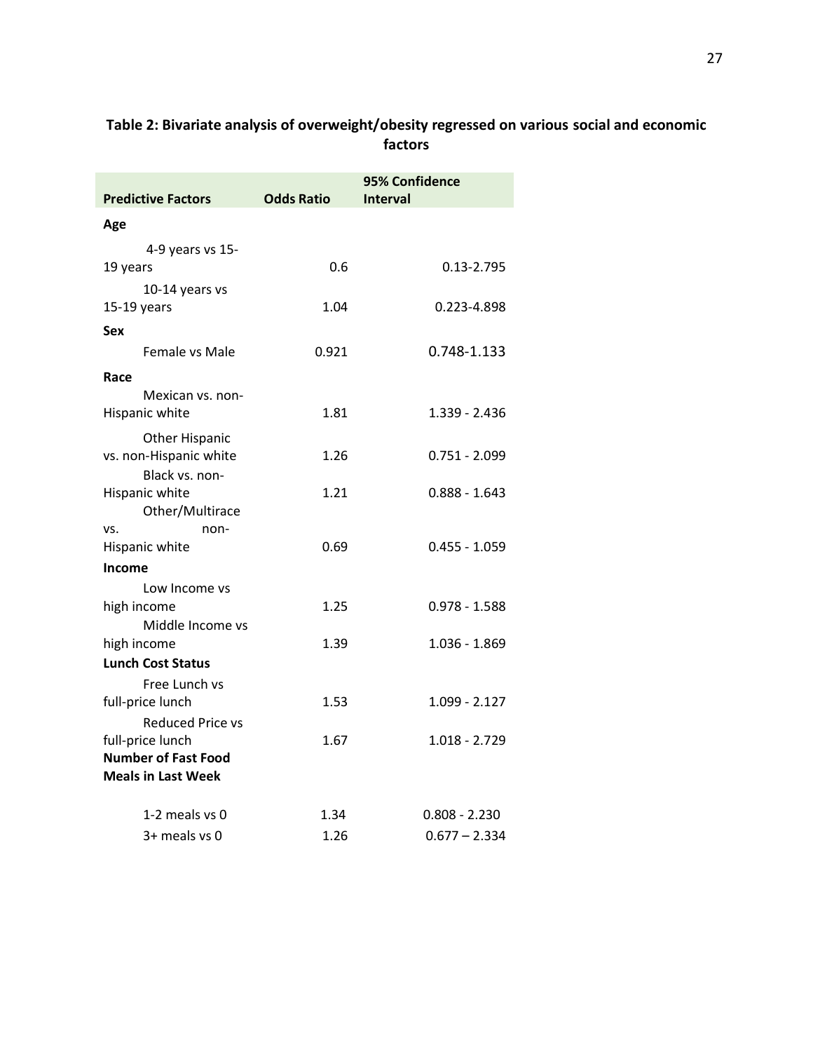**Table 2: Bivariate analysis of overweight/obesity regressed on various social and economic factors**

| Predictive Factors | Odds Ratio | 95% Confidence Interval |
|---|---|---|
| **Age** | | |
| 4-9 years vs 15-19 years | 0.6 | 0.13-2.795 |
| 10-14 years vs 15-19 years | 1.04 | 0.223-4.898 |
| **Sex** | | |
| Female vs Male | 0.921 | 0.748-1.133 |
| **Race** | | |
| Mexican vs. non-Hispanic white | 1.81 | 1.339 - 2.436 |
| Other Hispanic vs. non-Hispanic white | 1.26 | 0.751 - 2.099 |
| Black vs. non-Hispanic white | 1.21 | 0.888 - 1.643 |
| Other/Multirace vs. non-Hispanic white | 0.69 | 0.455 - 1.059 |
| **Income** | | |
| Low Income vs high income | 1.25 | 0.978 - 1.588 |
| Middle Income vs high income | 1.39 | 1.036 - 1.869 |
| **Lunch Cost Status** | | |
| Free Lunch vs full-price lunch | 1.53 | 1.099 - 2.127 |
| Reduced Price vs full-price lunch | 1.67 | 1.018 - 2.729 |
| **Number of Fast Food Meals in Last Week** | | |
| 1-2 meals vs 0 | 1.34 | 0.808 - 2.230 |
| 3+ meals vs 0 | 1.26 | 0.677 – 2.334 |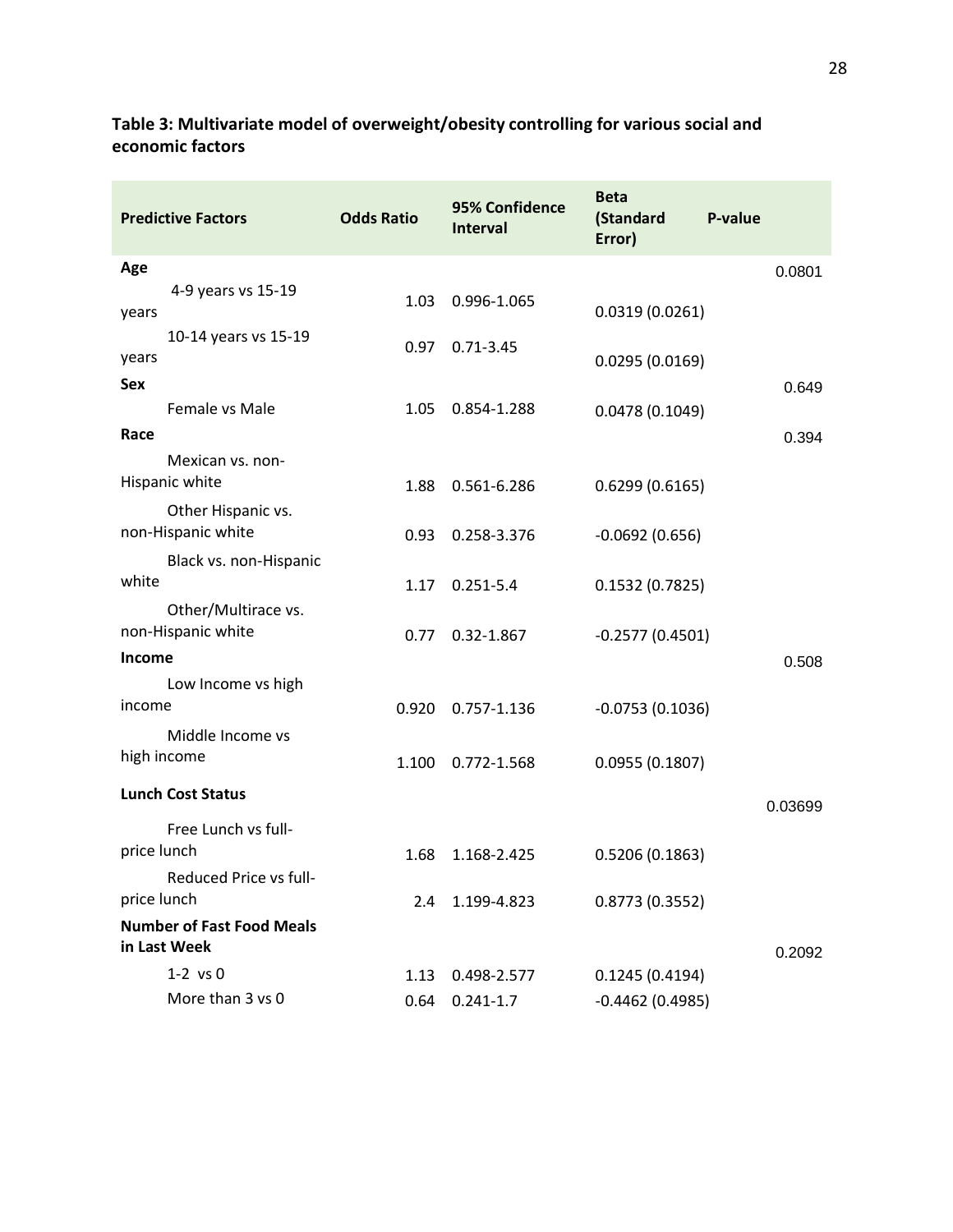**Table 3: Multivariate model of overweight/obesity controlling for various social and economic factors**

| Predictive Factors | Odds Ratio | 95% Confidence Interval | Beta (Standard Error) | P-value |
|---|---|---|---|---|
| **Age** | | | | 0.0801 |
| 4-9 years vs 15-19 years | 1.03 | 0.996-1.065 | 0.0319 (0.0261) | |
| 10-14 years vs 15-19 years | 0.97 | 0.71-3.45 | 0.0295 (0.0169) | |
| **Sex** | | | | 0.649 |
| Female vs Male | 1.05 | 0.854-1.288 | 0.0478 (0.1049) | |
| **Race** | | | | 0.394 |
| Mexican vs. non-Hispanic white | 1.88 | 0.561-6.286 | 0.6299 (0.6165) | |
| Other Hispanic vs. non-Hispanic white | 0.93 | 0.258-3.376 | -0.0692 (0.656) | |
| Black vs. non-Hispanic white | 1.17 | 0.251-5.4 | 0.1532 (0.7825) | |
| Other/Multirace vs. non-Hispanic white | 0.77 | 0.32-1.867 | -0.2577 (0.4501) | |
| **Income** | | | | 0.508 |
| Low Income vs high income | 0.920 | 0.757-1.136 | -0.0753 (0.1036) | |
| Middle Income vs high income | 1.100 | 0.772-1.568 | 0.0955 (0.1807) | |
| **Lunch Cost Status** | | | | 0.03699 |
| Free Lunch vs full-price lunch | 1.68 | 1.168-2.425 | 0.5206 (0.1863) | |
| Reduced Price vs full-price lunch | 2.4 | 1.199-4.823 | 0.8773 (0.3552) | |
| **Number of Fast Food Meals in Last Week** | | | | 0.2092 |
| 1-2 vs 0 | 1.13 | 0.498-2.577 | 0.1245 (0.4194) | |
| More than 3 vs 0 | 0.64 | 0.241-1.7 | -0.4462 (0.4985) | |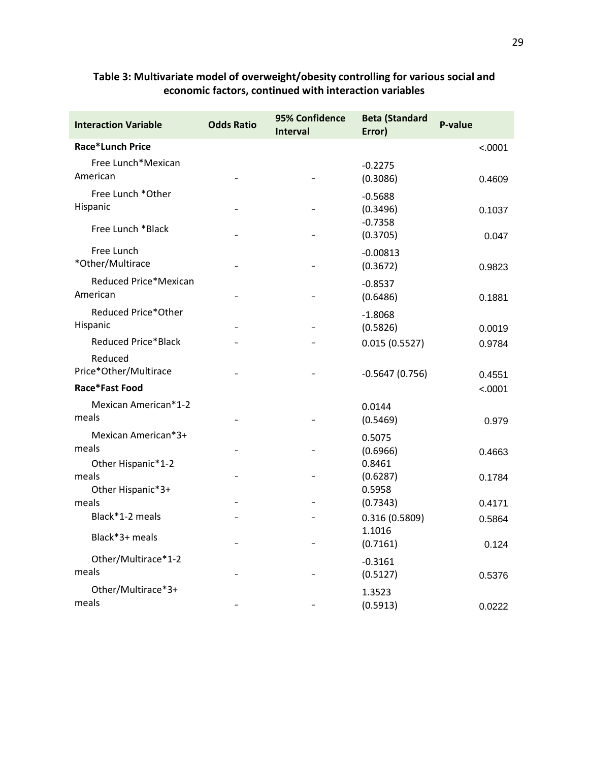**Table 3: Multivariate model of overweight/obesity controlling for various social and economic factors, continued with interaction variables**

| Interaction Variable | Odds Ratio | 95% Confidence Interval | Beta (Standard Error) | P-value |
|---|---|---|---|---|
| **Race*Lunch Price** | | | | <.0001 |
| Free Lunch*Mexican American | - | - | -0.2275 (0.3086) | 0.4609 |
| Free Lunch *Other Hispanic | - | - | -0.5688 (0.3496) | 0.1037 |
| Free Lunch *Black | - | - | -0.7358 (0.3705) | 0.047 |
| Free Lunch *Other/Multirace | - | - | -0.00813 (0.3672) | 0.9823 |
| Reduced Price*Mexican American | - | - | -0.8537 (0.6486) | 0.1881 |
| Reduced Price*Other Hispanic | - | - | -1.8068 (0.5826) | 0.0019 |
| Reduced Price*Black | - | - | 0.015 (0.5527) | 0.9784 |
| Reduced Price*Other/Multirace | - | - | -0.5647 (0.756) | 0.4551 |
| **Race*Fast Food** | | | | <.0001 |
| Mexican American*1-2 meals | - | - | 0.0144 (0.5469) | 0.979 |
| Mexican American*3+ meals | - | - | 0.5075 (0.6966) | 0.4663 |
| Other Hispanic*1-2 meals | - | - | 0.8461 (0.6287) | 0.1784 |
| Other Hispanic*3+ meals | - | - | 0.5958 (0.7343) | 0.4171 |
| Black*1-2 meals | - | - | 0.316 (0.5809) | 0.5864 |
| Black*3+ meals | - | - | 1.1016 (0.7161) | 0.124 |
| Other/Multirace*1-2 meals | - | - | -0.3161 (0.5127) | 0.5376 |
| Other/Multirace*3+ meals | - | - | 1.3523 (0.5913) | 0.0222 |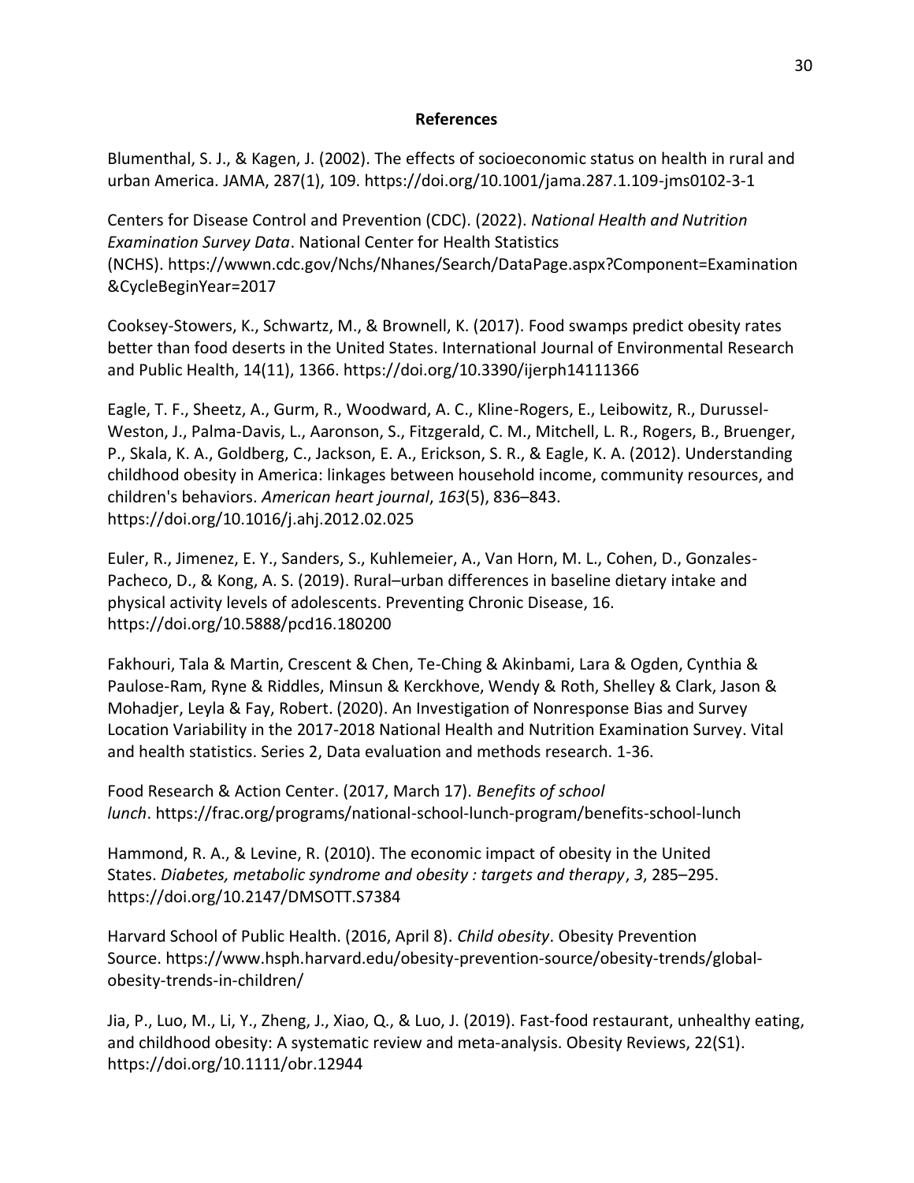## References

Blumenthal, S. J., & Kagen, J. (2002). The effects of socioeconomic status on health in rural and urban America. JAMA, 287(1), 109. https://doi.org/10.1001/jama.287.1.109-jms0102-3-1

Centers for Disease Control and Prevention (CDC). (2022). *National Health and Nutrition Examination Survey Data*. National Center for Health Statistics (NCHS). https://wwwn.cdc.gov/Nchs/Nhanes/Search/DataPage.aspx?Component=Examination&CycleBeginYear=2017

Cooksey-Stowers, K., Schwartz, M., & Brownell, K. (2017). Food swamps predict obesity rates better than food deserts in the United States. International Journal of Environmental Research and Public Health, 14(11), 1366. https://doi.org/10.3390/ijerph14111366

Eagle, T. F., Sheetz, A., Gurm, R., Woodward, A. C., Kline-Rogers, E., Leibowitz, R., Durussel-Weston, J., Palma-Davis, L., Aaronson, S., Fitzgerald, C. M., Mitchell, L. R., Rogers, B., Bruenger, P., Skala, K. A., Goldberg, C., Jackson, E. A., Erickson, S. R., & Eagle, K. A. (2012). Understanding childhood obesity in America: linkages between household income, community resources, and children's behaviors. *American heart journal*, *163*(5), 836–843. https://doi.org/10.1016/j.ahj.2012.02.025

Euler, R., Jimenez, E. Y., Sanders, S., Kuhlemeier, A., Van Horn, M. L., Cohen, D., Gonzales-Pacheco, D., & Kong, A. S. (2019). Rural–urban differences in baseline dietary intake and physical activity levels of adolescents. Preventing Chronic Disease, 16. https://doi.org/10.5888/pcd16.180200

Fakhouri, Tala & Martin, Crescent & Chen, Te-Ching & Akinbami, Lara & Ogden, Cynthia & Paulose-Ram, Ryne & Riddles, Minsun & Kerckhove, Wendy & Roth, Shelley & Clark, Jason & Mohadjer, Leyla & Fay, Robert. (2020). An Investigation of Nonresponse Bias and Survey Location Variability in the 2017-2018 National Health and Nutrition Examination Survey. Vital and health statistics. Series 2, Data evaluation and methods research. 1-36.

Food Research & Action Center. (2017, March 17). *Benefits of school lunch*. https://frac.org/programs/national-school-lunch-program/benefits-school-lunch

Hammond, R. A., & Levine, R. (2010). The economic impact of obesity in the United States. *Diabetes, metabolic syndrome and obesity : targets and therapy*, *3*, 285–295. https://doi.org/10.2147/DMSOTT.S7384

Harvard School of Public Health. (2016, April 8). *Child obesity*. Obesity Prevention Source. https://www.hsph.harvard.edu/obesity-prevention-source/obesity-trends/global-obesity-trends-in-children/

Jia, P., Luo, M., Li, Y., Zheng, J., Xiao, Q., & Luo, J. (2019). Fast-food restaurant, unhealthy eating, and childhood obesity: A systematic review and meta-analysis. Obesity Reviews, 22(S1). https://doi.org/10.1111/obr.12944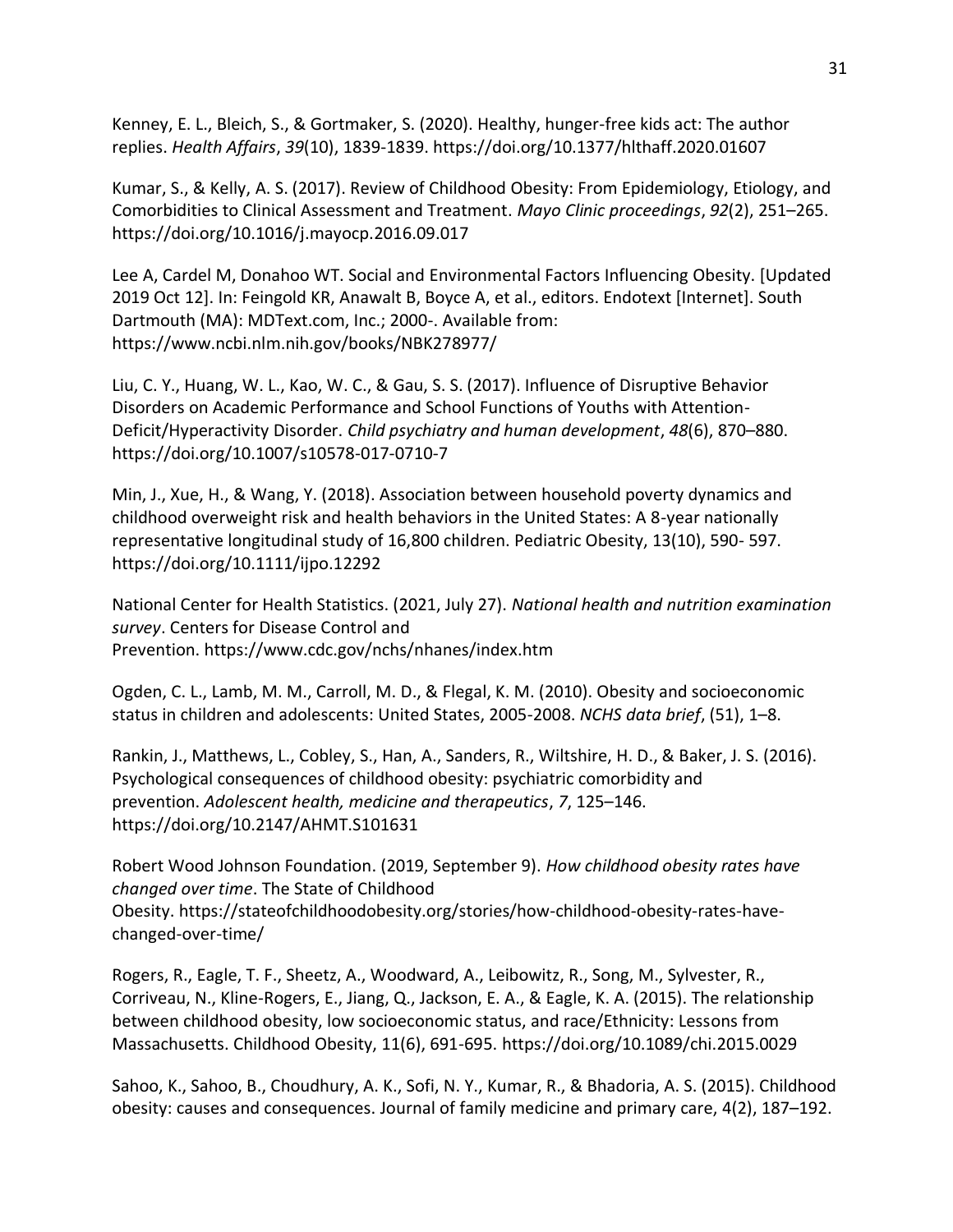Kenney, E. L., Bleich, S., & Gortmaker, S. (2020). Healthy, hunger-free kids act: The author replies. *Health Affairs*, *39*(10), 1839-1839. https://doi.org/10.1377/hlthaff.2020.01607

Kumar, S., & Kelly, A. S. (2017). Review of Childhood Obesity: From Epidemiology, Etiology, and Comorbidities to Clinical Assessment and Treatment. *Mayo Clinic proceedings*, *92*(2), 251–265. https://doi.org/10.1016/j.mayocp.2016.09.017

Lee A, Cardel M, Donahoo WT. Social and Environmental Factors Influencing Obesity. [Updated 2019 Oct 12]. In: Feingold KR, Anawalt B, Boyce A, et al., editors. Endotext [Internet]. South Dartmouth (MA): MDText.com, Inc.; 2000-. Available from: https://www.ncbi.nlm.nih.gov/books/NBK278977/

Liu, C. Y., Huang, W. L., Kao, W. C., & Gau, S. S. (2017). Influence of Disruptive Behavior Disorders on Academic Performance and School Functions of Youths with Attention-Deficit/Hyperactivity Disorder. *Child psychiatry and human development*, *48*(6), 870–880. https://doi.org/10.1007/s10578-017-0710-7

Min, J., Xue, H., & Wang, Y. (2018). Association between household poverty dynamics and childhood overweight risk and health behaviors in the United States: A 8-year nationally representative longitudinal study of 16,800 children. Pediatric Obesity, 13(10), 590- 597. https://doi.org/10.1111/ijpo.12292

National Center for Health Statistics. (2021, July 27). *National health and nutrition examination survey*. Centers for Disease Control and Prevention. https://www.cdc.gov/nchs/nhanes/index.htm

Ogden, C. L., Lamb, M. M., Carroll, M. D., & Flegal, K. M. (2010). Obesity and socioeconomic status in children and adolescents: United States, 2005-2008. *NCHS data brief*, (51), 1–8.

Rankin, J., Matthews, L., Cobley, S., Han, A., Sanders, R., Wiltshire, H. D., & Baker, J. S. (2016). Psychological consequences of childhood obesity: psychiatric comorbidity and prevention. *Adolescent health, medicine and therapeutics*, *7*, 125–146. https://doi.org/10.2147/AHMT.S101631

Robert Wood Johnson Foundation. (2019, September 9). *How childhood obesity rates have changed over time*. The State of Childhood Obesity. https://stateofchildhoodobesity.org/stories/how-childhood-obesity-rates-have-changed-over-time/

Rogers, R., Eagle, T. F., Sheetz, A., Woodward, A., Leibowitz, R., Song, M., Sylvester, R., Corriveau, N., Kline-Rogers, E., Jiang, Q., Jackson, E. A., & Eagle, K. A. (2015). The relationship between childhood obesity, low socioeconomic status, and race/Ethnicity: Lessons from Massachusetts. Childhood Obesity, 11(6), 691-695. https://doi.org/10.1089/chi.2015.0029

Sahoo, K., Sahoo, B., Choudhury, A. K., Sofi, N. Y., Kumar, R., & Bhadoria, A. S. (2015). Childhood obesity: causes and consequences. Journal of family medicine and primary care, 4(2), 187–192.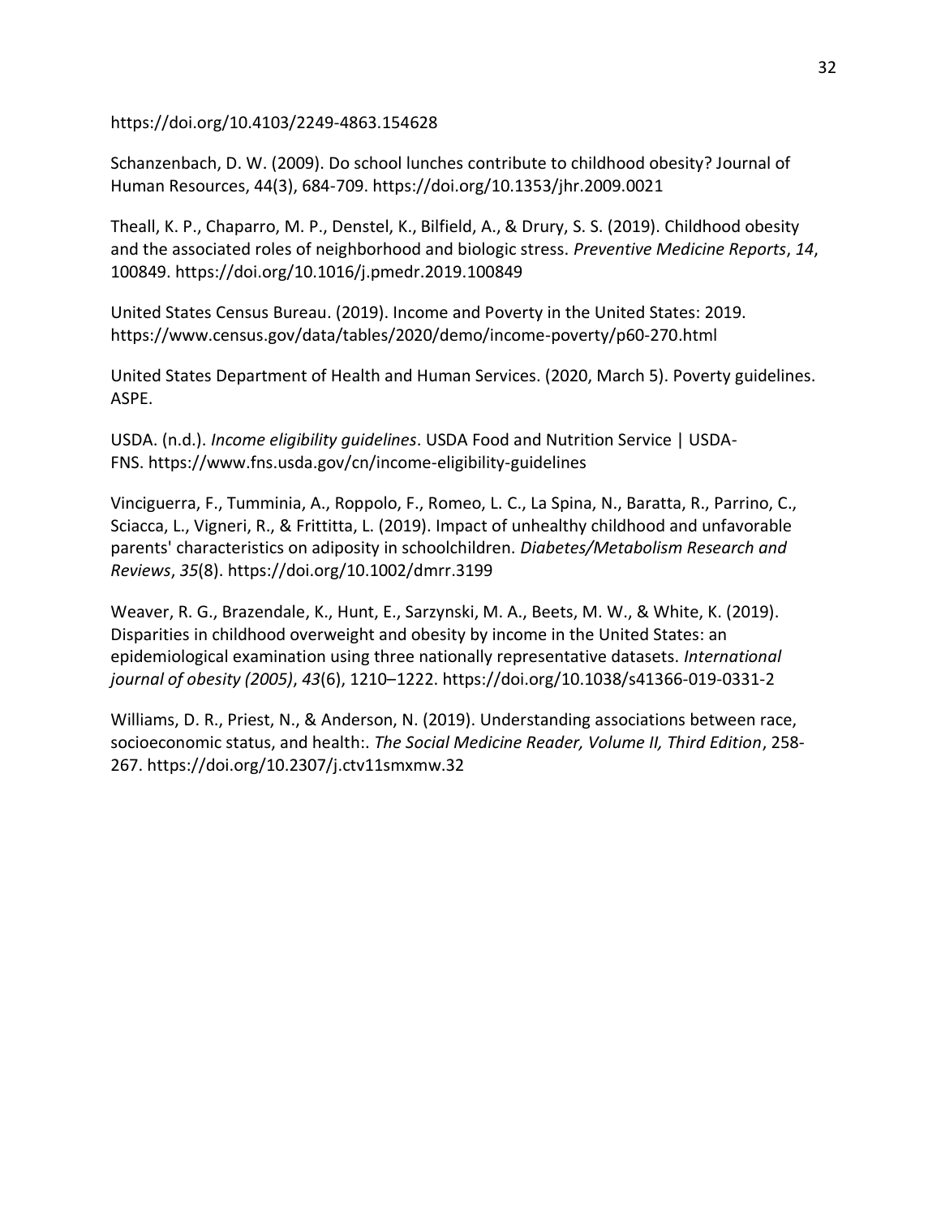https://doi.org/10.4103/2249-4863.154628

Schanzenbach, D. W. (2009). Do school lunches contribute to childhood obesity? Journal of Human Resources, 44(3), 684-709. https://doi.org/10.1353/jhr.2009.0021

Theall, K. P., Chaparro, M. P., Denstel, K., Bilfield, A., & Drury, S. S. (2019). Childhood obesity and the associated roles of neighborhood and biologic stress. *Preventive Medicine Reports*, *14*, 100849. https://doi.org/10.1016/j.pmedr.2019.100849

United States Census Bureau. (2019). Income and Poverty in the United States: 2019. https://www.census.gov/data/tables/2020/demo/income-poverty/p60-270.html

United States Department of Health and Human Services. (2020, March 5). Poverty guidelines. ASPE.

USDA. (n.d.). *Income eligibility guidelines*. USDA Food and Nutrition Service | USDA-FNS. https://www.fns.usda.gov/cn/income-eligibility-guidelines

Vinciguerra, F., Tumminia, A., Roppolo, F., Romeo, L. C., La Spina, N., Baratta, R., Parrino, C., Sciacca, L., Vigneri, R., & Frittitta, L. (2019). Impact of unhealthy childhood and unfavorable parents' characteristics on adiposity in schoolchildren. *Diabetes/Metabolism Research and Reviews*, *35*(8). https://doi.org/10.1002/dmrr.3199

Weaver, R. G., Brazendale, K., Hunt, E., Sarzynski, M. A., Beets, M. W., & White, K. (2019). Disparities in childhood overweight and obesity by income in the United States: an epidemiological examination using three nationally representative datasets. *International journal of obesity (2005)*, *43*(6), 1210–1222. https://doi.org/10.1038/s41366-019-0331-2

Williams, D. R., Priest, N., & Anderson, N. (2019). Understanding associations between race, socioeconomic status, and health:. *The Social Medicine Reader, Volume II, Third Edition*, 258-267. https://doi.org/10.2307/j.ctv11smxmw.32